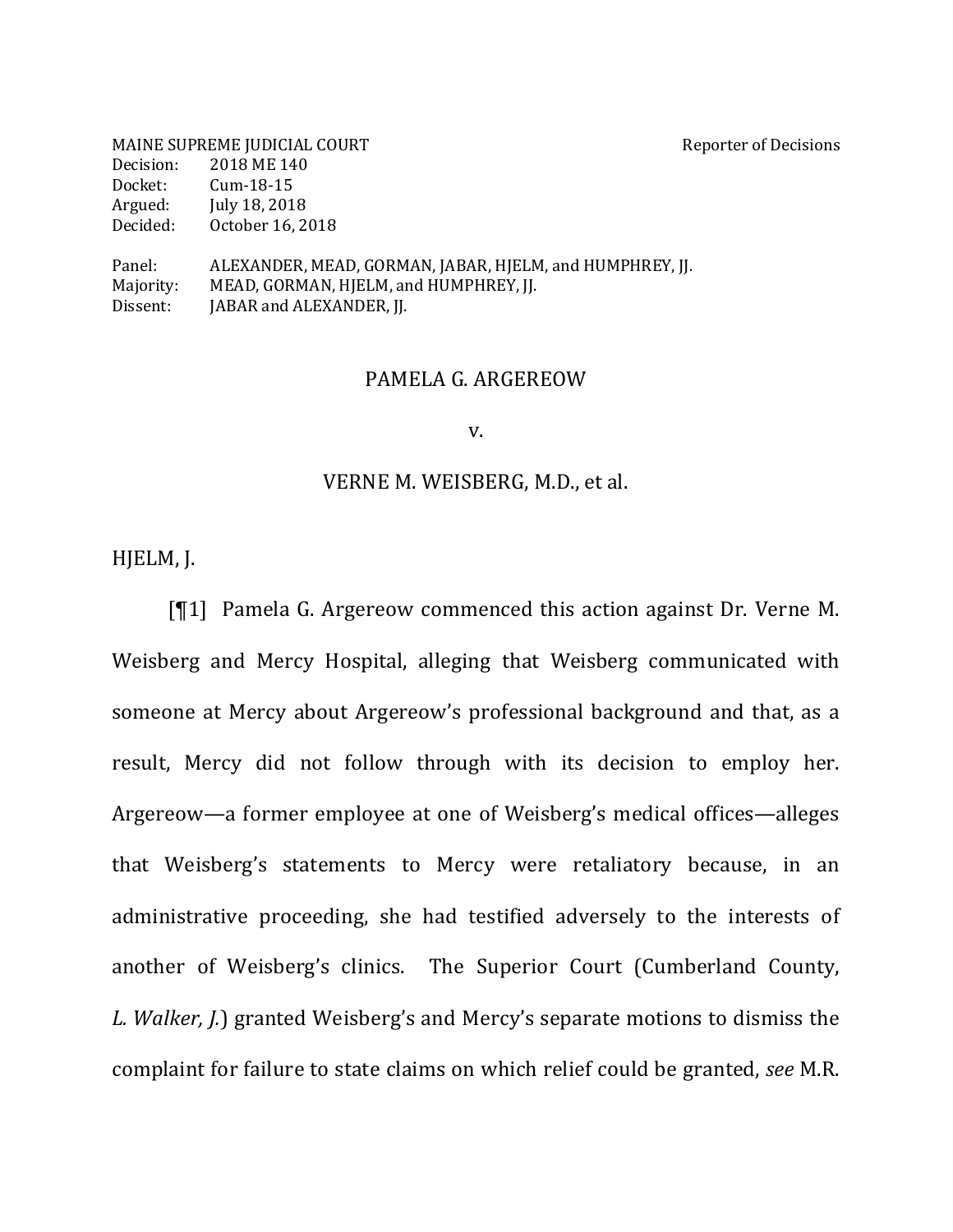MAINE SUPREME JUDICIAL COURT Reporter of Decisions
Decision: 2018 ME 140
Docket: Cum-18-15
Argued: July 18, 2018
Decided: October 16, 2018

Panel: ALEXANDER, MEAD, GORMAN, JABAR, HJELM, and HUMPHREY, JJ.
Majority: MEAD, GORMAN, HJELM, and HUMPHREY, JJ.
Dissent: JABAR and ALEXANDER, JJ.

PAMELA G. ARGEREOW

v.

VERNE M. WEISBERG, M.D., et al.

HJELM, J.

[¶1] Pamela G. Argereow commenced this action against Dr. Verne M. Weisberg and Mercy Hospital, alleging that Weisberg communicated with someone at Mercy about Argereow's professional background and that, as a result, Mercy did not follow through with its decision to employ her. Argereow—a former employee at one of Weisberg's medical offices—alleges that Weisberg's statements to Mercy were retaliatory because, in an administrative proceeding, she had testified adversely to the interests of another of Weisberg's clinics. The Superior Court (Cumberland County, *L. Walker, J.*) granted Weisberg's and Mercy's separate motions to dismiss the complaint for failure to state claims on which relief could be granted, *see* M.R.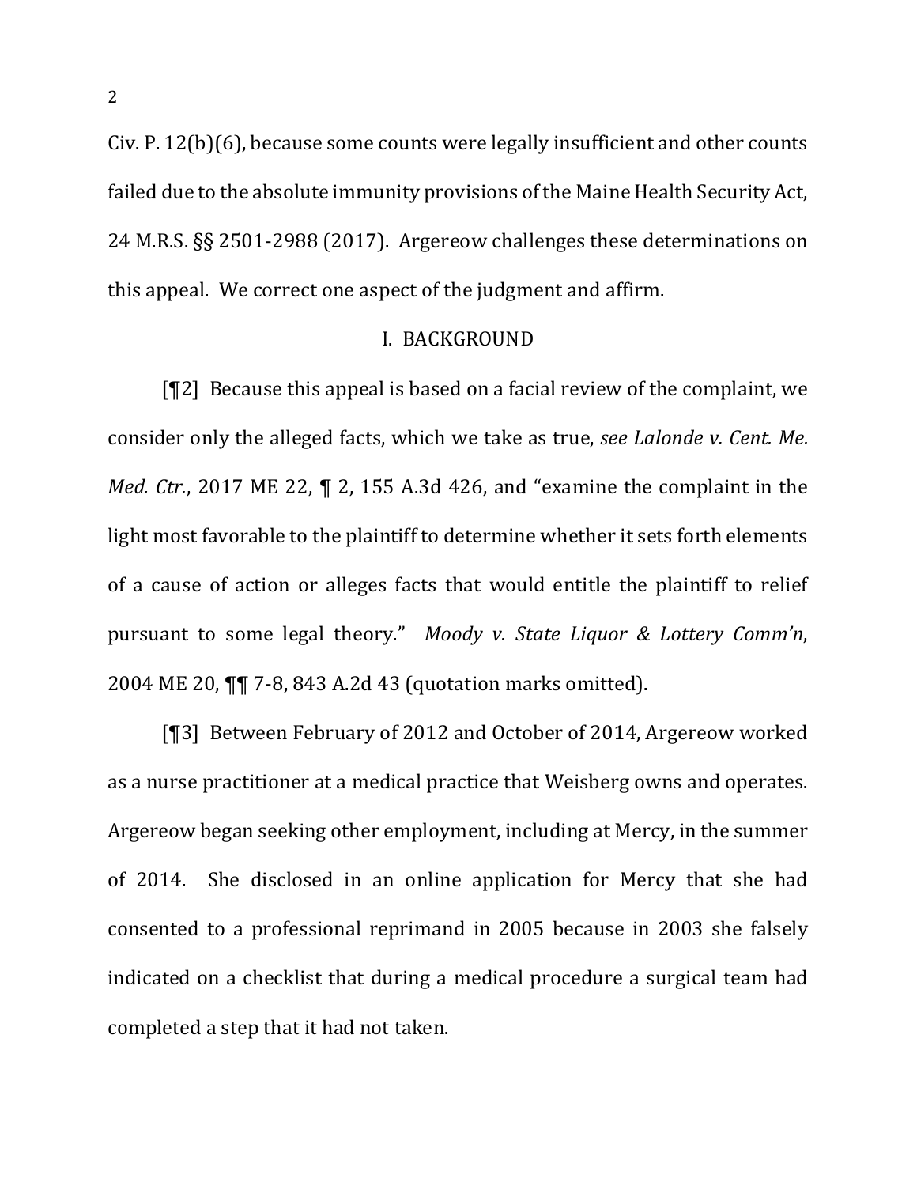Civ. P. 12(b)(6), because some counts were legally insufficient and other counts failed due to the absolute immunity provisions of the Maine Health Security Act, 24 M.R.S. §§ 2501-2988 (2017). Argereow challenges these determinations on this appeal. We correct one aspect of the judgment and affirm.

## I. BACKGROUND

[¶2] Because this appeal is based on a facial review of the complaint, we consider only the alleged facts, which we take as true, *see Lalonde v. Cent. Me. Med. Ctr.*, 2017 ME 22, ¶ 2, 155 A.3d 426, and "examine the complaint in the light most favorable to the plaintiff to determine whether it sets forth elements of a cause of action or alleges facts that would entitle the plaintiff to relief pursuant to some legal theory." *Moody v. State Liquor & Lottery Comm'n*, 2004 ME 20, ¶¶ 7-8, 843 A.2d 43 (quotation marks omitted).

[¶3] Between February of 2012 and October of 2014, Argereow worked as a nurse practitioner at a medical practice that Weisberg owns and operates. Argereow began seeking other employment, including at Mercy, in the summer of 2014. She disclosed in an online application for Mercy that she had consented to a professional reprimand in 2005 because in 2003 she falsely indicated on a checklist that during a medical procedure a surgical team had completed a step that it had not taken.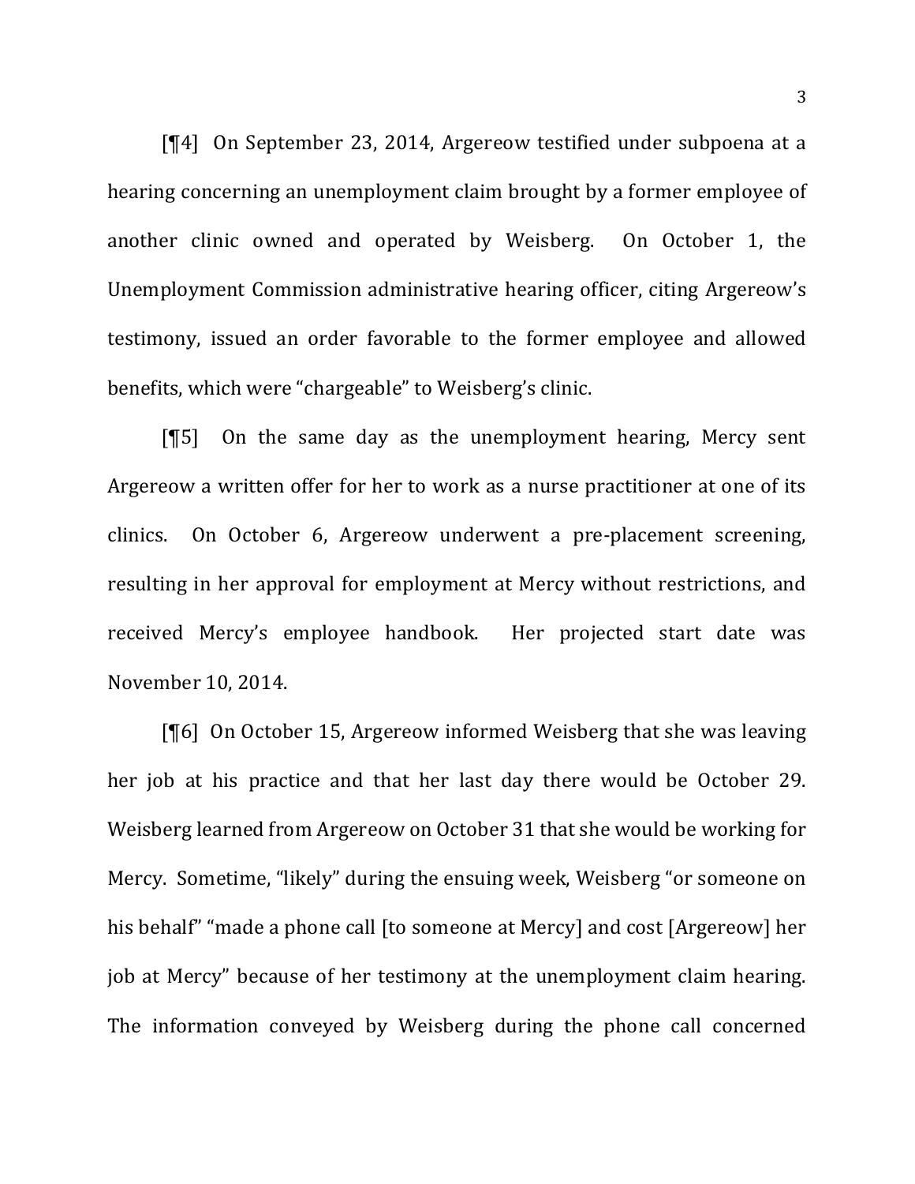[¶4] On September 23, 2014, Argereow testified under subpoena at a hearing concerning an unemployment claim brought by a former employee of another clinic owned and operated by Weisberg. On October 1, the Unemployment Commission administrative hearing officer, citing Argereow's testimony, issued an order favorable to the former employee and allowed benefits, which were "chargeable" to Weisberg's clinic.

[¶5] On the same day as the unemployment hearing, Mercy sent Argereow a written offer for her to work as a nurse practitioner at one of its clinics. On October 6, Argereow underwent a pre-placement screening, resulting in her approval for employment at Mercy without restrictions, and received Mercy's employee handbook. Her projected start date was November 10, 2014.

[¶6] On October 15, Argereow informed Weisberg that she was leaving her job at his practice and that her last day there would be October 29. Weisberg learned from Argereow on October 31 that she would be working for Mercy. Sometime, "likely" during the ensuing week, Weisberg "or someone on his behalf" "made a phone call [to someone at Mercy] and cost [Argereow] her job at Mercy" because of her testimony at the unemployment claim hearing. The information conveyed by Weisberg during the phone call concerned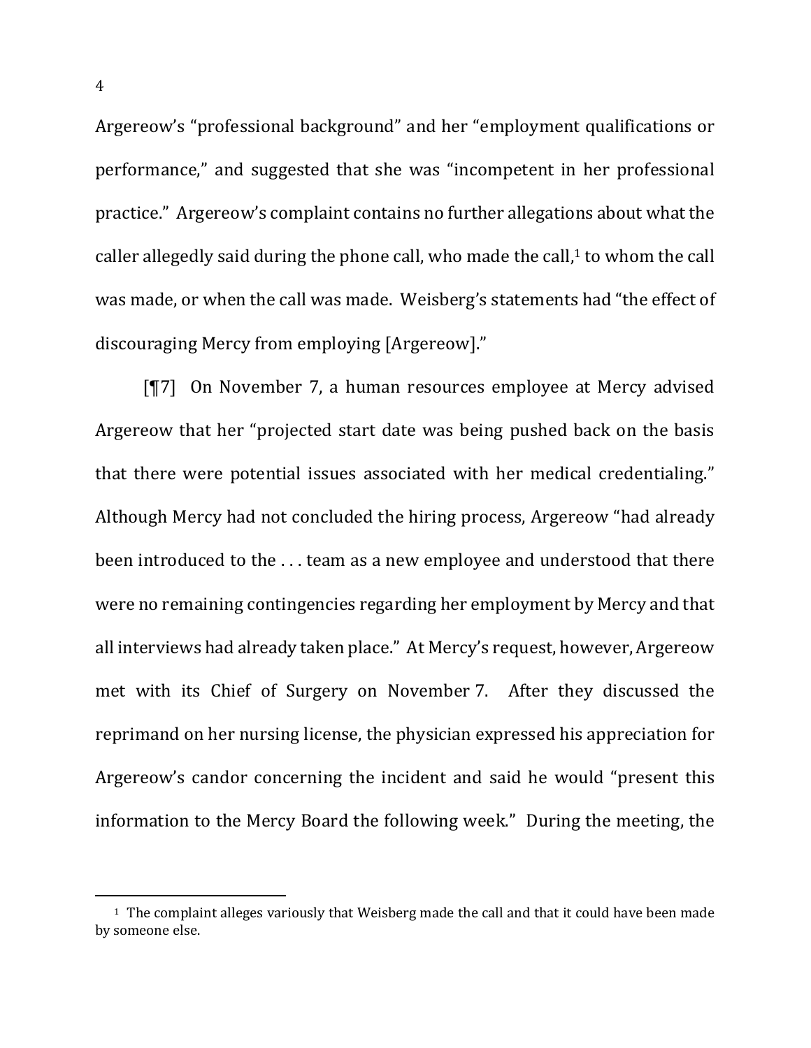Argereow's "professional background" and her "employment qualifications or performance," and suggested that she was "incompetent in her professional practice." Argereow's complaint contains no further allegations about what the caller allegedly said during the phone call, who made the call,[1] to whom the call was made, or when the call was made. Weisberg's statements had "the effect of discouraging Mercy from employing [Argereow]."

[¶7] On November 7, a human resources employee at Mercy advised Argereow that her "projected start date was being pushed back on the basis that there were potential issues associated with her medical credentialing." Although Mercy had not concluded the hiring process, Argereow "had already been introduced to the . . . team as a new employee and understood that there were no remaining contingencies regarding her employment by Mercy and that all interviews had already taken place." At Mercy's request, however, Argereow met with its Chief of Surgery on November 7. After they discussed the reprimand on her nursing license, the physician expressed his appreciation for Argereow's candor concerning the incident and said he would "present this information to the Mercy Board the following week." During the meeting, the

---

[1] The complaint alleges variously that Weisberg made the call and that it could have been made by someone else.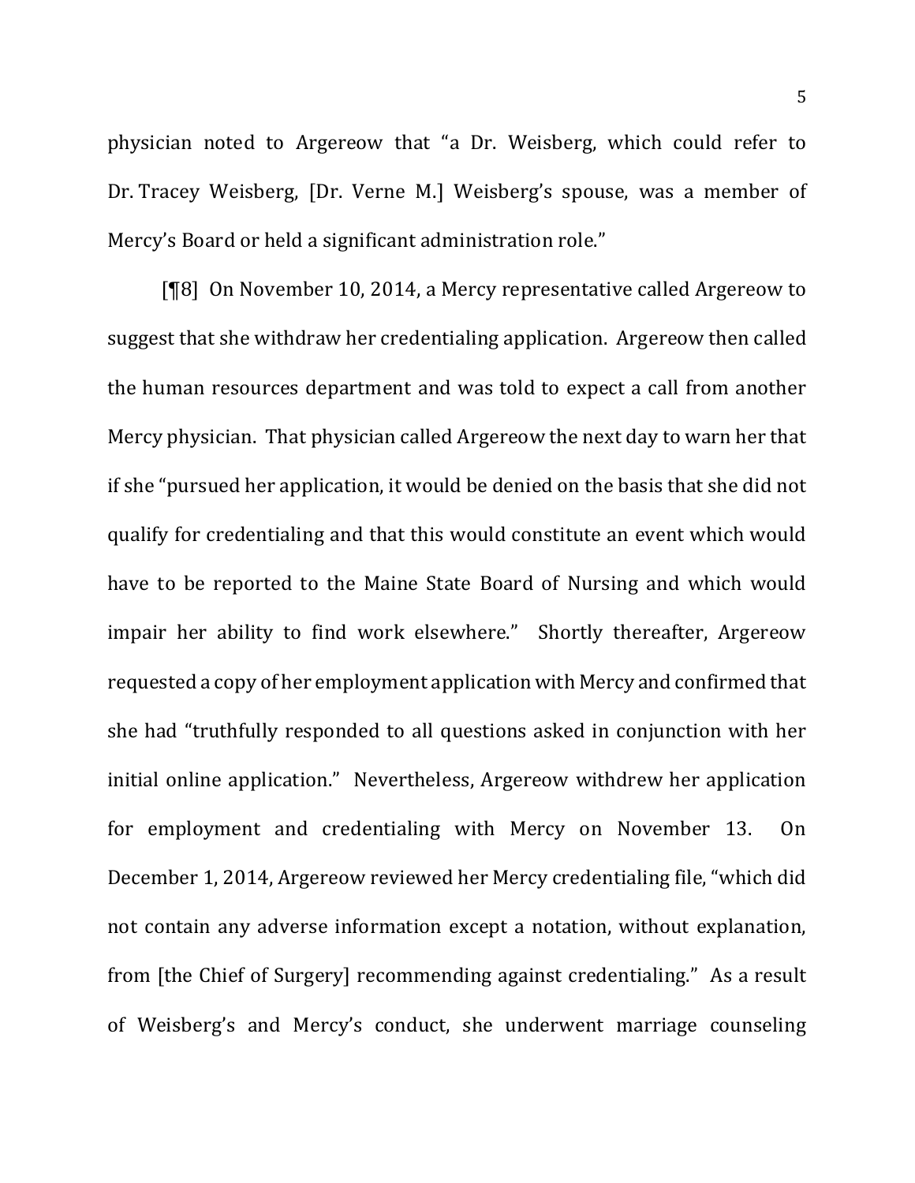physician noted to Argereow that "a Dr. Weisberg, which could refer to Dr. Tracey Weisberg, [Dr. Verne M.] Weisberg's spouse, was a member of Mercy's Board or held a significant administration role."

[¶8] On November 10, 2014, a Mercy representative called Argereow to suggest that she withdraw her credentialing application. Argereow then called the human resources department and was told to expect a call from another Mercy physician. That physician called Argereow the next day to warn her that if she "pursued her application, it would be denied on the basis that she did not qualify for credentialing and that this would constitute an event which would have to be reported to the Maine State Board of Nursing and which would impair her ability to find work elsewhere." Shortly thereafter, Argereow requested a copy of her employment application with Mercy and confirmed that she had "truthfully responded to all questions asked in conjunction with her initial online application." Nevertheless, Argereow withdrew her application for employment and credentialing with Mercy on November 13. On December 1, 2014, Argereow reviewed her Mercy credentialing file, "which did not contain any adverse information except a notation, without explanation, from [the Chief of Surgery] recommending against credentialing." As a result of Weisberg's and Mercy's conduct, she underwent marriage counseling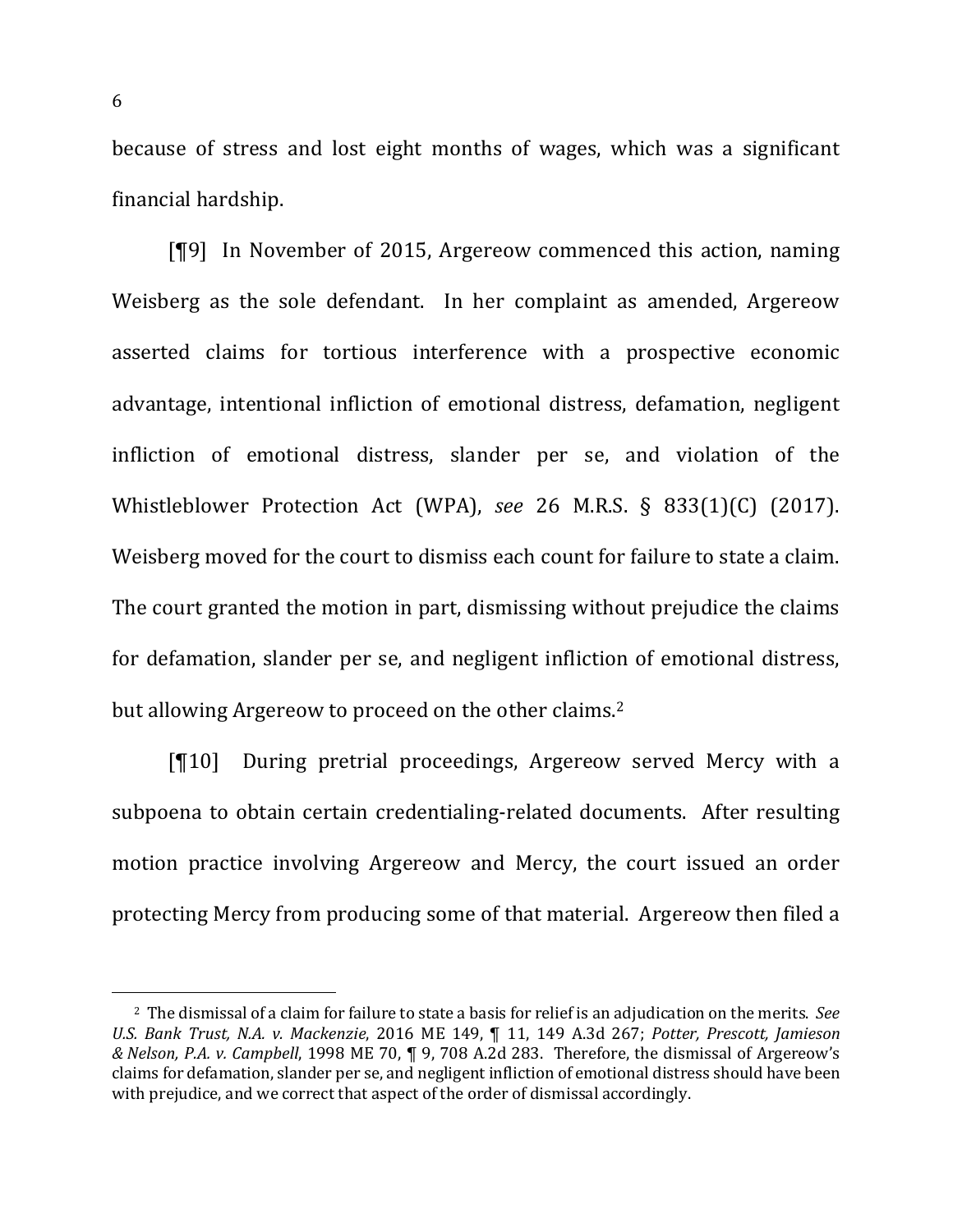because of stress and lost eight months of wages, which was a significant financial hardship.

[¶9] In November of 2015, Argereow commenced this action, naming Weisberg as the sole defendant. In her complaint as amended, Argereow asserted claims for tortious interference with a prospective economic advantage, intentional infliction of emotional distress, defamation, negligent infliction of emotional distress, slander per se, and violation of the Whistleblower Protection Act (WPA), *see* 26 M.R.S. § 833(1)(C) (2017). Weisberg moved for the court to dismiss each count for failure to state a claim. The court granted the motion in part, dismissing without prejudice the claims for defamation, slander per se, and negligent infliction of emotional distress, but allowing Argereow to proceed on the other claims.[2]

[¶10] During pretrial proceedings, Argereow served Mercy with a subpoena to obtain certain credentialing-related documents. After resulting motion practice involving Argereow and Mercy, the court issued an order protecting Mercy from producing some of that material. Argereow then filed a

---

[2] The dismissal of a claim for failure to state a basis for relief is an adjudication on the merits. *See U.S. Bank Trust, N.A. v. Mackenzie*, 2016 ME 149, ¶ 11, 149 A.3d 267; *Potter, Prescott, Jamieson & Nelson, P.A. v. Campbell*, 1998 ME 70, ¶ 9, 708 A.2d 283. Therefore, the dismissal of Argereow's claims for defamation, slander per se, and negligent infliction of emotional distress should have been with prejudice, and we correct that aspect of the order of dismissal accordingly.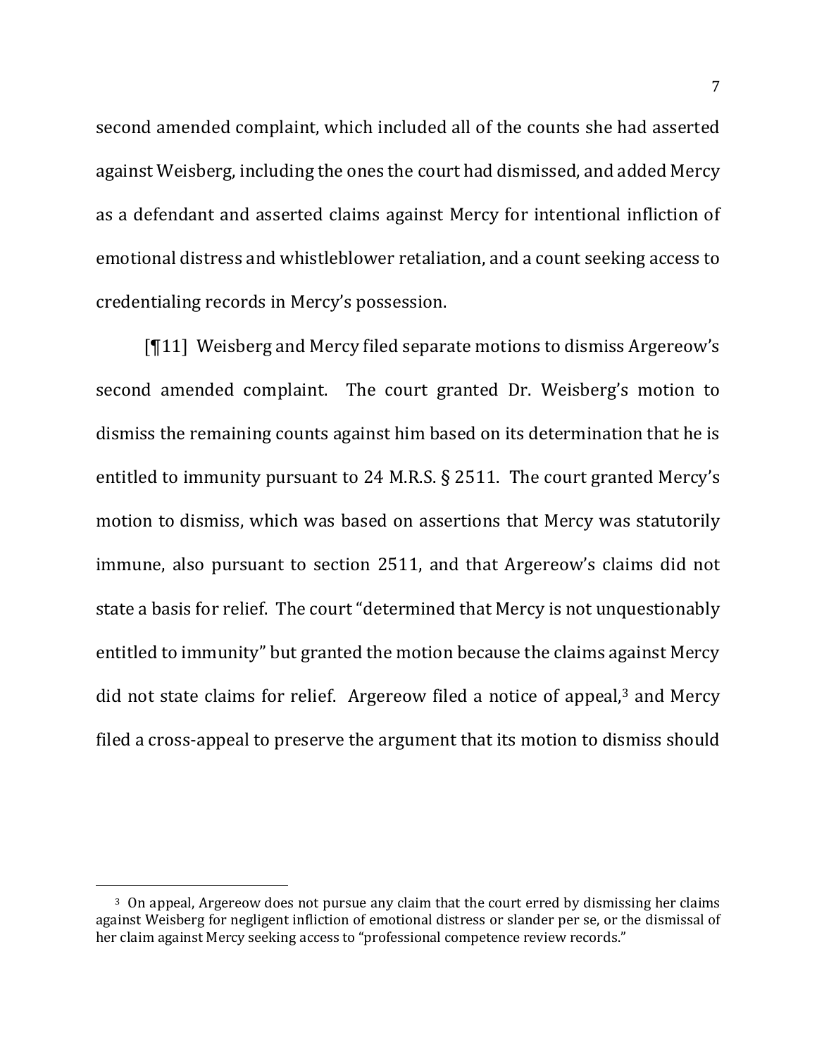second amended complaint, which included all of the counts she had asserted against Weisberg, including the ones the court had dismissed, and added Mercy as a defendant and asserted claims against Mercy for intentional infliction of emotional distress and whistleblower retaliation, and a count seeking access to credentialing records in Mercy's possession.

[¶11] Weisberg and Mercy filed separate motions to dismiss Argereow's second amended complaint. The court granted Dr. Weisberg's motion to dismiss the remaining counts against him based on its determination that he is entitled to immunity pursuant to 24 M.R.S. § 2511. The court granted Mercy's motion to dismiss, which was based on assertions that Mercy was statutorily immune, also pursuant to section 2511, and that Argereow's claims did not state a basis for relief. The court "determined that Mercy is not unquestionably entitled to immunity" but granted the motion because the claims against Mercy did not state claims for relief. Argereow filed a notice of appeal,[3] and Mercy filed a cross-appeal to preserve the argument that its motion to dismiss should

[3] On appeal, Argereow does not pursue any claim that the court erred by dismissing her claims against Weisberg for negligent infliction of emotional distress or slander per se, or the dismissal of her claim against Mercy seeking access to "professional competence review records."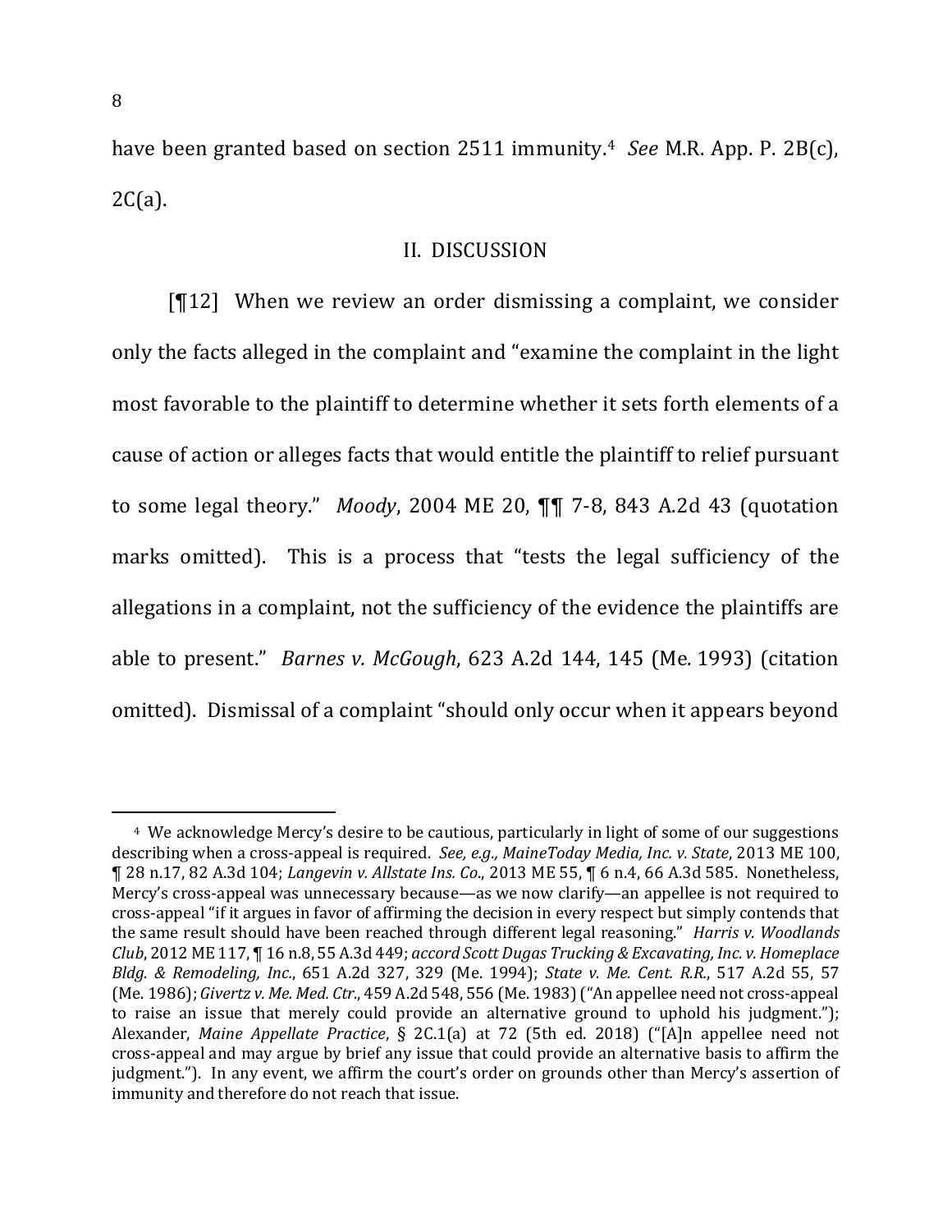have been granted based on section 2511 immunity.[4] *See* M.R. App. P. 2B(c), 2C(a).

## II. DISCUSSION

[¶12] When we review an order dismissing a complaint, we consider only the facts alleged in the complaint and "examine the complaint in the light most favorable to the plaintiff to determine whether it sets forth elements of a cause of action or alleges facts that would entitle the plaintiff to relief pursuant to some legal theory." *Moody*, 2004 ME 20, ¶¶ 7-8, 843 A.2d 43 (quotation marks omitted). This is a process that "tests the legal sufficiency of the allegations in a complaint, not the sufficiency of the evidence the plaintiffs are able to present." *Barnes v. McGough*, 623 A.2d 144, 145 (Me. 1993) (citation omitted). Dismissal of a complaint "should only occur when it appears beyond

---

[4] We acknowledge Mercy's desire to be cautious, particularly in light of some of our suggestions describing when a cross-appeal is required. *See, e.g., MaineToday Media, Inc. v. State*, 2013 ME 100, ¶ 28 n.17, 82 A.3d 104; *Langevin v. Allstate Ins. Co.*, 2013 ME 55, ¶ 6 n.4, 66 A.3d 585. Nonetheless, Mercy's cross-appeal was unnecessary because—as we now clarify—an appellee is not required to cross-appeal "if it argues in favor of affirming the decision in every respect but simply contends that the same result should have been reached through different legal reasoning." *Harris v. Woodlands Club*, 2012 ME 117, ¶ 16 n.8, 55 A.3d 449; *accord Scott Dugas Trucking & Excavating, Inc. v. Homeplace Bldg. & Remodeling, Inc.*, 651 A.2d 327, 329 (Me. 1994); *State v. Me. Cent. R.R.*, 517 A.2d 55, 57 (Me. 1986); *Givertz v. Me. Med. Ctr.*, 459 A.2d 548, 556 (Me. 1983) ("An appellee need not cross-appeal to raise an issue that merely could provide an alternative ground to uphold his judgment."); Alexander, *Maine Appellate Practice*, § 2C.1(a) at 72 (5th ed. 2018) ("[A]n appellee need not cross-appeal and may argue by brief any issue that could provide an alternative basis to affirm the judgment."). In any event, we affirm the court's order on grounds other than Mercy's assertion of immunity and therefore do not reach that issue.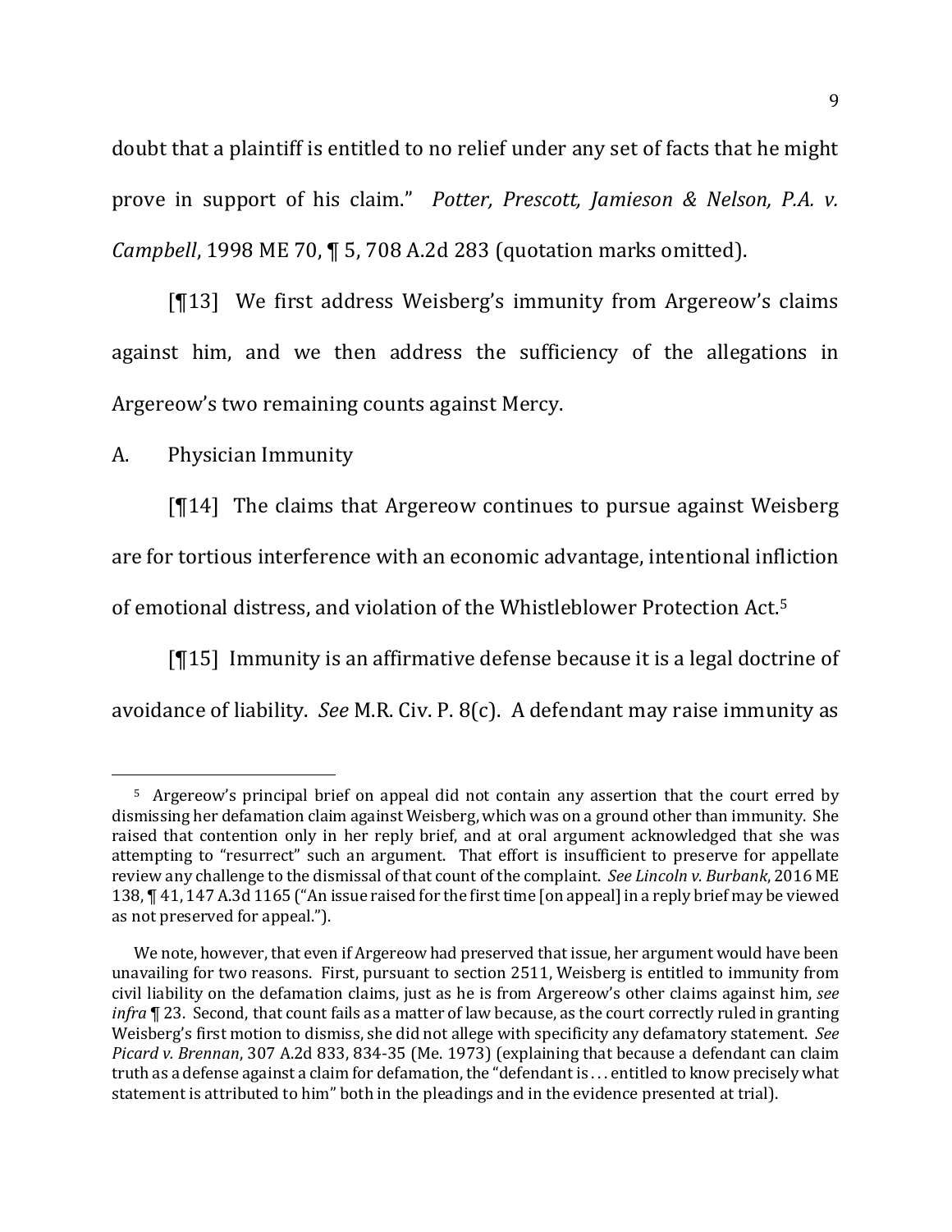doubt that a plaintiff is entitled to no relief under any set of facts that he might prove in support of his claim." *Potter, Prescott, Jamieson & Nelson, P.A. v. Campbell*, 1998 ME 70, ¶ 5, 708 A.2d 283 (quotation marks omitted).

[¶13] We first address Weisberg's immunity from Argereow's claims against him, and we then address the sufficiency of the allegations in Argereow's two remaining counts against Mercy.

## A. Physician Immunity

[¶14] The claims that Argereow continues to pursue against Weisberg are for tortious interference with an economic advantage, intentional infliction of emotional distress, and violation of the Whistleblower Protection Act.[5]

[¶15] Immunity is an affirmative defense because it is a legal doctrine of avoidance of liability. *See* M.R. Civ. P. 8(c). A defendant may raise immunity as

---

[5] Argereow's principal brief on appeal did not contain any assertion that the court erred by dismissing her defamation claim against Weisberg, which was on a ground other than immunity. She raised that contention only in her reply brief, and at oral argument acknowledged that she was attempting to "resurrect" such an argument. That effort is insufficient to preserve for appellate review any challenge to the dismissal of that count of the complaint. *See Lincoln v. Burbank*, 2016 ME 138, ¶ 41, 147 A.3d 1165 ("An issue raised for the first time [on appeal] in a reply brief may be viewed as not preserved for appeal.").

We note, however, that even if Argereow had preserved that issue, her argument would have been unavailing for two reasons. First, pursuant to section 2511, Weisberg is entitled to immunity from civil liability on the defamation claims, just as he is from Argereow's other claims against him, *see infra* ¶ 23. Second, that count fails as a matter of law because, as the court correctly ruled in granting Weisberg's first motion to dismiss, she did not allege with specificity any defamatory statement. *See Picard v. Brennan*, 307 A.2d 833, 834-35 (Me. 1973) (explaining that because a defendant can claim truth as a defense against a claim for defamation, the "defendant is . . . entitled to know precisely what statement is attributed to him" both in the pleadings and in the evidence presented at trial).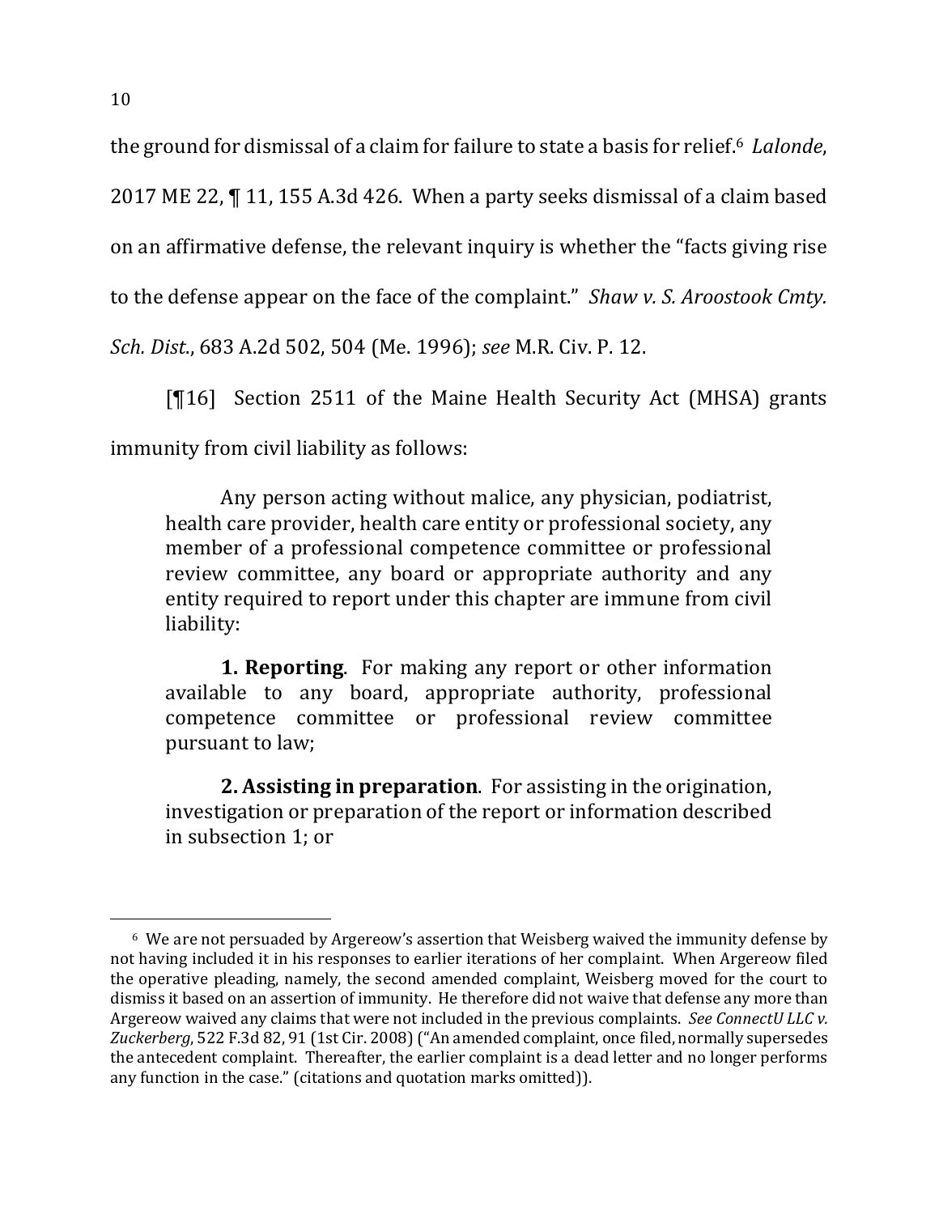the ground for dismissal of a claim for failure to state a basis for relief.[6] *Lalonde*, 2017 ME 22, ¶ 11, 155 A.3d 426. When a party seeks dismissal of a claim based on an affirmative defense, the relevant inquiry is whether the "facts giving rise to the defense appear on the face of the complaint." *Shaw v. S. Aroostook Cmty. Sch. Dist.*, 683 A.2d 502, 504 (Me. 1996); *see* M.R. Civ. P. 12.

[¶16] Section 2511 of the Maine Health Security Act (MHSA) grants immunity from civil liability as follows:

> Any person acting without malice, any physician, podiatrist, health care provider, health care entity or professional society, any member of a professional competence committee or professional review committee, any board or appropriate authority and any entity required to report under this chapter are immune from civil liability:
>
> **1. Reporting**. For making any report or other information available to any board, appropriate authority, professional competence committee or professional review committee pursuant to law;
>
> **2. Assisting in preparation**. For assisting in the origination, investigation or preparation of the report or information described in subsection 1; or

---

[6] We are not persuaded by Argereow's assertion that Weisberg waived the immunity defense by not having included it in his responses to earlier iterations of her complaint. When Argereow filed the operative pleading, namely, the second amended complaint, Weisberg moved for the court to dismiss it based on an assertion of immunity. He therefore did not waive that defense any more than Argereow waived any claims that were not included in the previous complaints. *See ConnectU LLC v. Zuckerberg*, 522 F.3d 82, 91 (1st Cir. 2008) ("An amended complaint, once filed, normally supersedes the antecedent complaint. Thereafter, the earlier complaint is a dead letter and no longer performs any function in the case." (citations and quotation marks omitted)).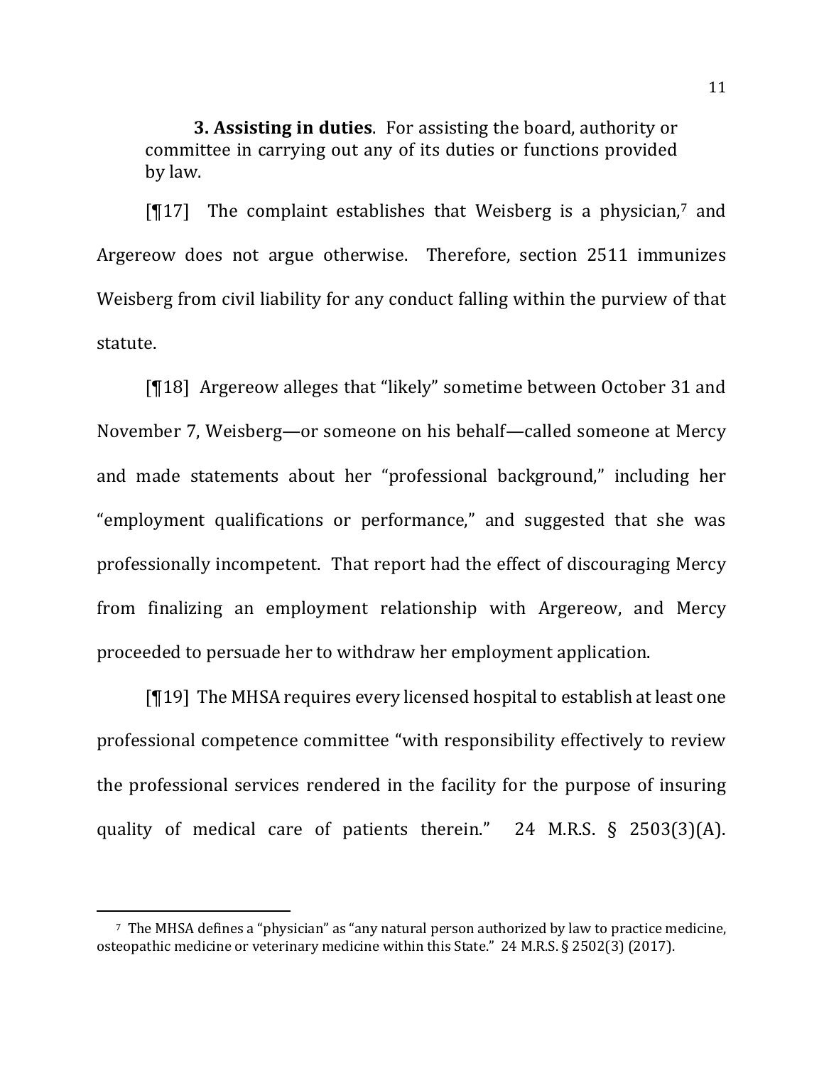> **3. Assisting in duties**. For assisting the board, authority or committee in carrying out any of its duties or functions provided by law.

[¶17] The complaint establishes that Weisberg is a physician,[7] and Argereow does not argue otherwise. Therefore, section 2511 immunizes Weisberg from civil liability for any conduct falling within the purview of that statute.

[¶18] Argereow alleges that "likely" sometime between October 31 and November 7, Weisberg—or someone on his behalf—called someone at Mercy and made statements about her "professional background," including her "employment qualifications or performance," and suggested that she was professionally incompetent. That report had the effect of discouraging Mercy from finalizing an employment relationship with Argereow, and Mercy proceeded to persuade her to withdraw her employment application.

[¶19] The MHSA requires every licensed hospital to establish at least one professional competence committee "with responsibility effectively to review the professional services rendered in the facility for the purpose of insuring quality of medical care of patients therein." 24 M.R.S. § 2503(3)(A).

---

[7] The MHSA defines a "physician" as "any natural person authorized by law to practice medicine, osteopathic medicine or veterinary medicine within this State." 24 M.R.S. § 2502(3) (2017).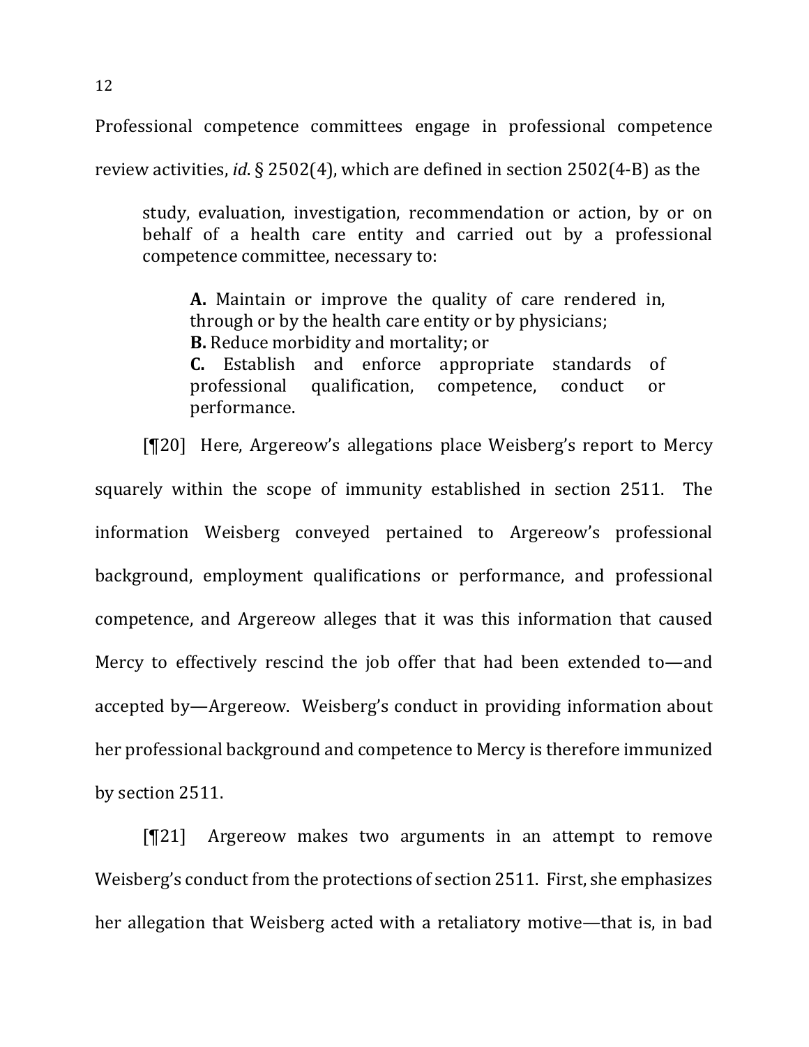Professional competence committees engage in professional competence review activities, *id*. § 2502(4), which are defined in section 2502(4-B) as the

> study, evaluation, investigation, recommendation or action, by or on behalf of a health care entity and carried out by a professional competence committee, necessary to:
>
> > **A.** Maintain or improve the quality of care rendered in, through or by the health care entity or by physicians;
> > **B.** Reduce morbidity and mortality; or
> > **C.** Establish and enforce appropriate standards of professional qualification, competence, conduct or performance.

[¶20] Here, Argereow's allegations place Weisberg's report to Mercy squarely within the scope of immunity established in section 2511. The information Weisberg conveyed pertained to Argereow's professional background, employment qualifications or performance, and professional competence, and Argereow alleges that it was this information that caused Mercy to effectively rescind the job offer that had been extended to—and accepted by—Argereow. Weisberg's conduct in providing information about her professional background and competence to Mercy is therefore immunized by section 2511.

[¶21] Argereow makes two arguments in an attempt to remove Weisberg's conduct from the protections of section 2511. First, she emphasizes her allegation that Weisberg acted with a retaliatory motive—that is, in bad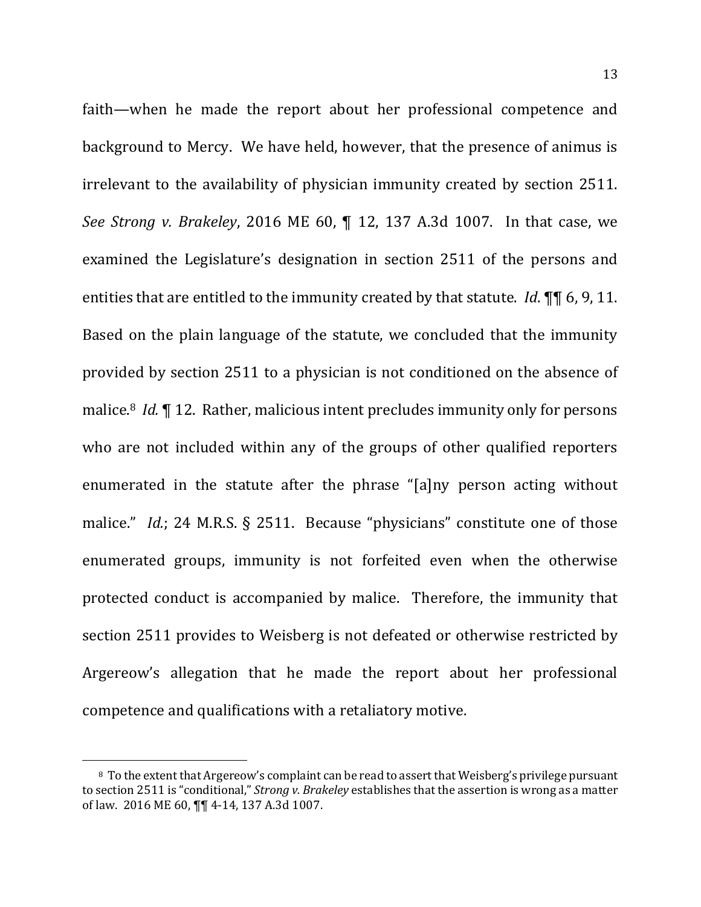faith—when he made the report about her professional competence and background to Mercy. We have held, however, that the presence of animus is irrelevant to the availability of physician immunity created by section 2511. *See Strong v. Brakeley*, 2016 ME 60, ¶ 12, 137 A.3d 1007. In that case, we examined the Legislature's designation in section 2511 of the persons and entities that are entitled to the immunity created by that statute. *Id*. ¶¶ 6, 9, 11. Based on the plain language of the statute, we concluded that the immunity provided by section 2511 to a physician is not conditioned on the absence of malice.[8] *Id.* ¶ 12. Rather, malicious intent precludes immunity only for persons who are not included within any of the groups of other qualified reporters enumerated in the statute after the phrase "[a]ny person acting without malice." *Id.*; 24 M.R.S. § 2511. Because "physicians" constitute one of those enumerated groups, immunity is not forfeited even when the otherwise protected conduct is accompanied by malice. Therefore, the immunity that section 2511 provides to Weisberg is not defeated or otherwise restricted by Argereow's allegation that he made the report about her professional competence and qualifications with a retaliatory motive.

---

[8] To the extent that Argereow's complaint can be read to assert that Weisberg's privilege pursuant to section 2511 is "conditional," *Strong v. Brakeley* establishes that the assertion is wrong as a matter of law. 2016 ME 60, ¶¶ 4-14, 137 A.3d 1007.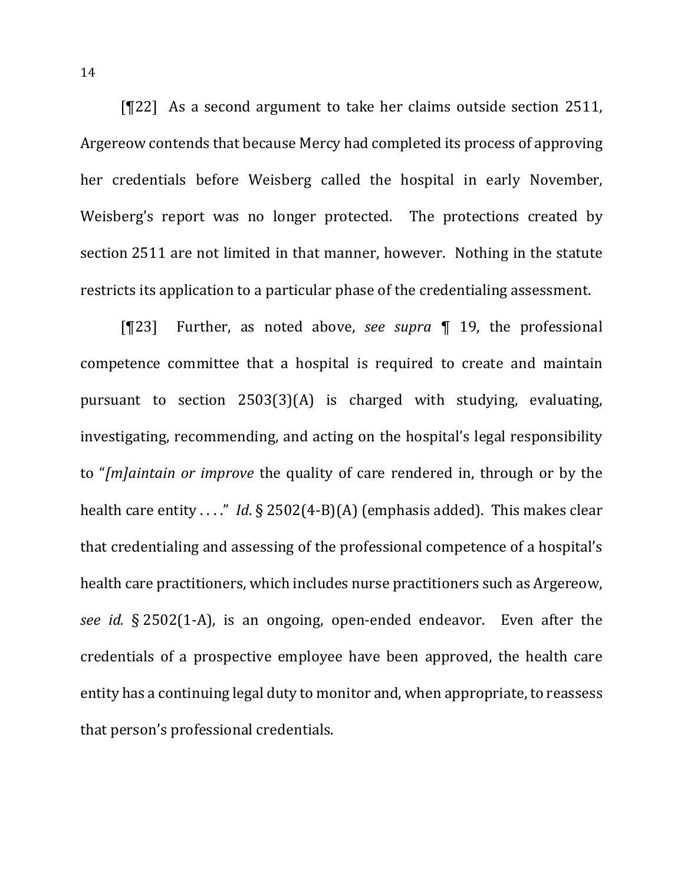[¶22] As a second argument to take her claims outside section 2511, Argereow contends that because Mercy had completed its process of approving her credentials before Weisberg called the hospital in early November, Weisberg's report was no longer protected. The protections created by section 2511 are not limited in that manner, however. Nothing in the statute restricts its application to a particular phase of the credentialing assessment.

[¶23] Further, as noted above, *see supra* ¶ 19, the professional competence committee that a hospital is required to create and maintain pursuant to section 2503(3)(A) is charged with studying, evaluating, investigating, recommending, and acting on the hospital's legal responsibility to "*[m]aintain or improve* the quality of care rendered in, through or by the health care entity . . . ." *Id*. § 2502(4-B)(A) (emphasis added). This makes clear that credentialing and assessing of the professional competence of a hospital's health care practitioners, which includes nurse practitioners such as Argereow, *see id.* § 2502(1-A), is an ongoing, open-ended endeavor. Even after the credentials of a prospective employee have been approved, the health care entity has a continuing legal duty to monitor and, when appropriate, to reassess that person's professional credentials.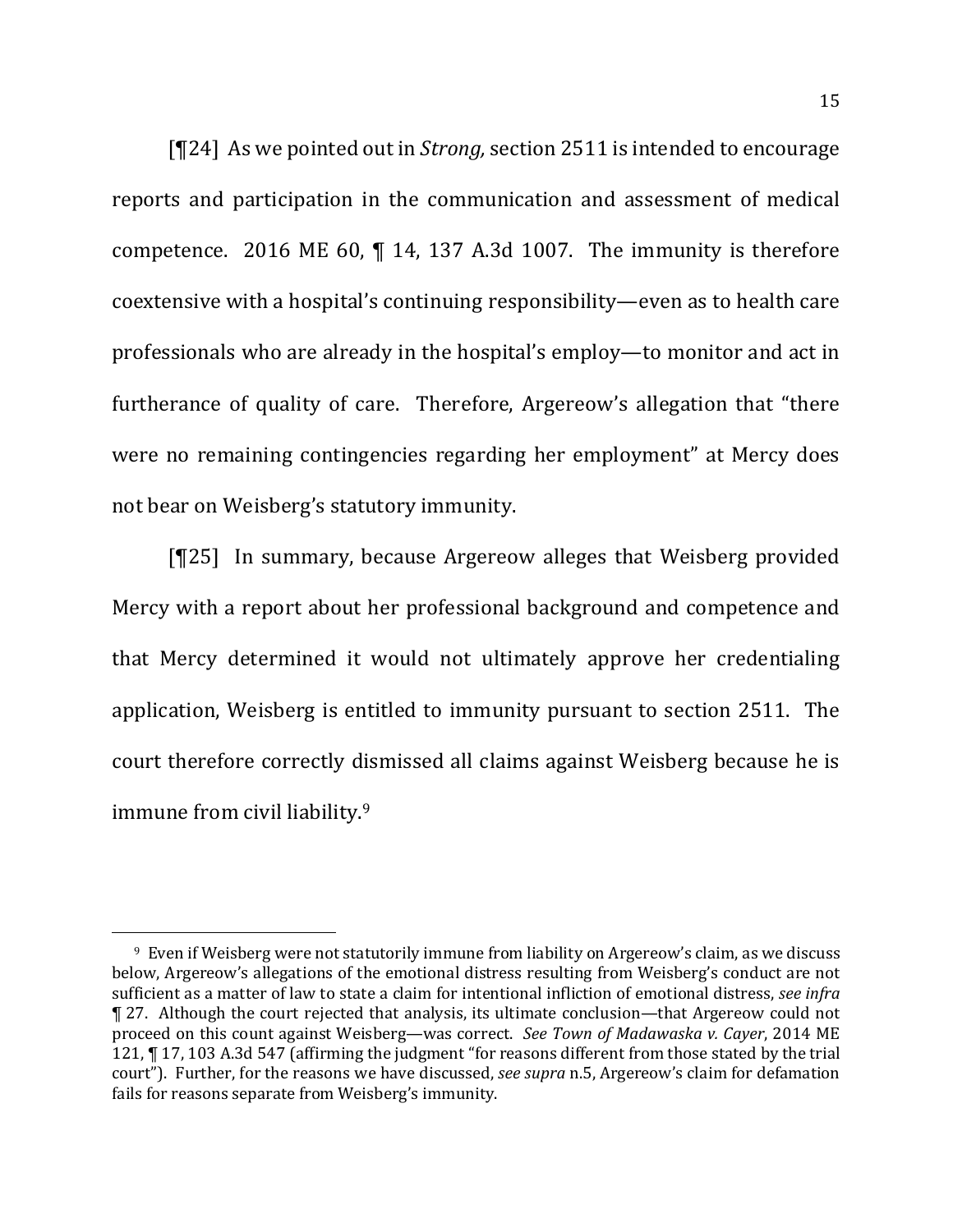[¶24] As we pointed out in *Strong,* section 2511 is intended to encourage reports and participation in the communication and assessment of medical competence. 2016 ME 60, ¶ 14, 137 A.3d 1007. The immunity is therefore coextensive with a hospital's continuing responsibility—even as to health care professionals who are already in the hospital's employ—to monitor and act in furtherance of quality of care. Therefore, Argereow's allegation that "there were no remaining contingencies regarding her employment" at Mercy does not bear on Weisberg's statutory immunity.

[¶25] In summary, because Argereow alleges that Weisberg provided Mercy with a report about her professional background and competence and that Mercy determined it would not ultimately approve her credentialing application, Weisberg is entitled to immunity pursuant to section 2511. The court therefore correctly dismissed all claims against Weisberg because he is immune from civil liability.[9]

---

[9] Even if Weisberg were not statutorily immune from liability on Argereow's claim, as we discuss below, Argereow's allegations of the emotional distress resulting from Weisberg's conduct are not sufficient as a matter of law to state a claim for intentional infliction of emotional distress, *see infra* ¶ 27. Although the court rejected that analysis, its ultimate conclusion—that Argereow could not proceed on this count against Weisberg—was correct. *See Town of Madawaska v. Cayer*, 2014 ME 121, ¶ 17, 103 A.3d 547 (affirming the judgment "for reasons different from those stated by the trial court"). Further, for the reasons we have discussed, *see supra* n.5, Argereow's claim for defamation fails for reasons separate from Weisberg's immunity.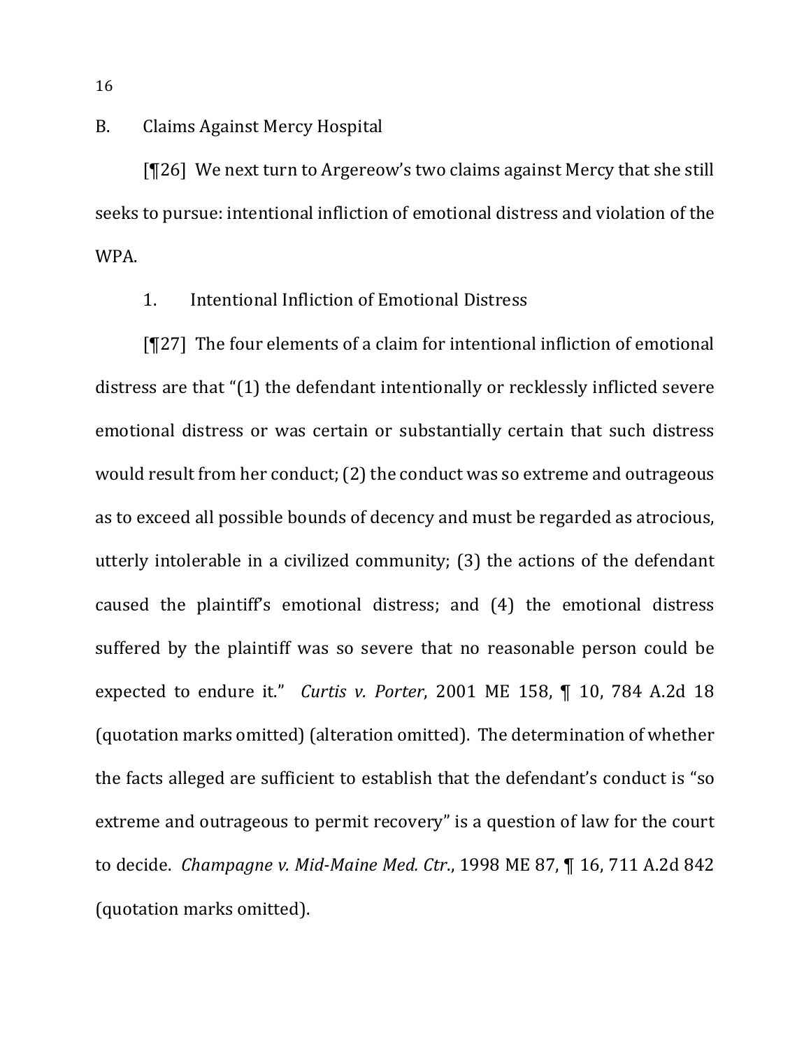B. Claims Against Mercy Hospital

[¶26] We next turn to Argereow's two claims against Mercy that she still seeks to pursue: intentional infliction of emotional distress and violation of the WPA.

1. Intentional Infliction of Emotional Distress

[¶27] The four elements of a claim for intentional infliction of emotional distress are that "(1) the defendant intentionally or recklessly inflicted severe emotional distress or was certain or substantially certain that such distress would result from her conduct; (2) the conduct was so extreme and outrageous as to exceed all possible bounds of decency and must be regarded as atrocious, utterly intolerable in a civilized community; (3) the actions of the defendant caused the plaintiff's emotional distress; and (4) the emotional distress suffered by the plaintiff was so severe that no reasonable person could be expected to endure it." *Curtis v. Porter*, 2001 ME 158, ¶ 10, 784 A.2d 18 (quotation marks omitted) (alteration omitted). The determination of whether the facts alleged are sufficient to establish that the defendant's conduct is "so extreme and outrageous to permit recovery" is a question of law for the court to decide. *Champagne v. Mid-Maine Med. Ctr.*, 1998 ME 87, ¶ 16, 711 A.2d 842 (quotation marks omitted).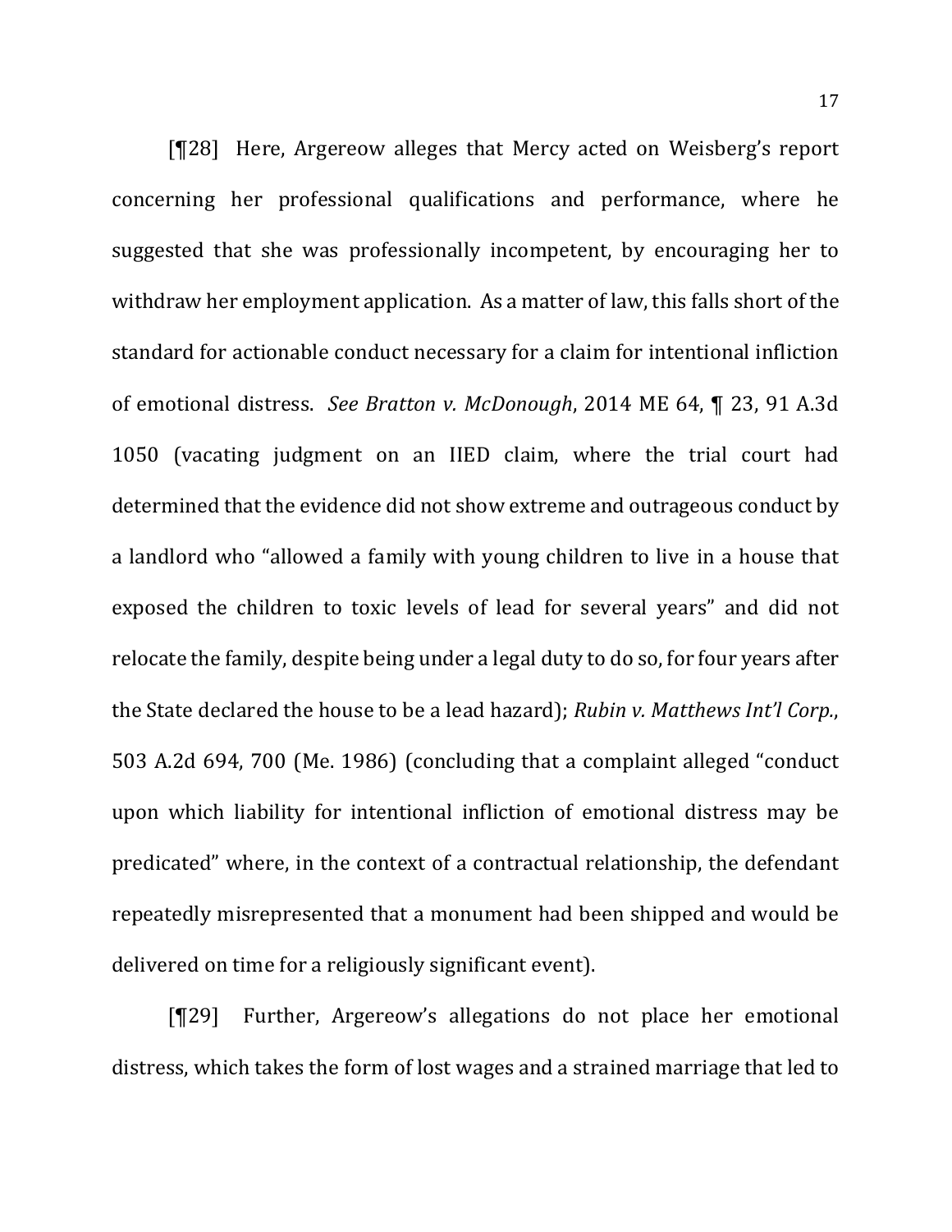[¶28] Here, Argereow alleges that Mercy acted on Weisberg's report concerning her professional qualifications and performance, where he suggested that she was professionally incompetent, by encouraging her to withdraw her employment application. As a matter of law, this falls short of the standard for actionable conduct necessary for a claim for intentional infliction of emotional distress. *See Bratton v. McDonough*, 2014 ME 64, ¶ 23, 91 A.3d 1050 (vacating judgment on an IIED claim, where the trial court had determined that the evidence did not show extreme and outrageous conduct by a landlord who "allowed a family with young children to live in a house that exposed the children to toxic levels of lead for several years" and did not relocate the family, despite being under a legal duty to do so, for four years after the State declared the house to be a lead hazard); *Rubin v. Matthews Int'l Corp.*, 503 A.2d 694, 700 (Me. 1986) (concluding that a complaint alleged "conduct upon which liability for intentional infliction of emotional distress may be predicated" where, in the context of a contractual relationship, the defendant repeatedly misrepresented that a monument had been shipped and would be delivered on time for a religiously significant event).

[¶29] Further, Argereow's allegations do not place her emotional distress, which takes the form of lost wages and a strained marriage that led to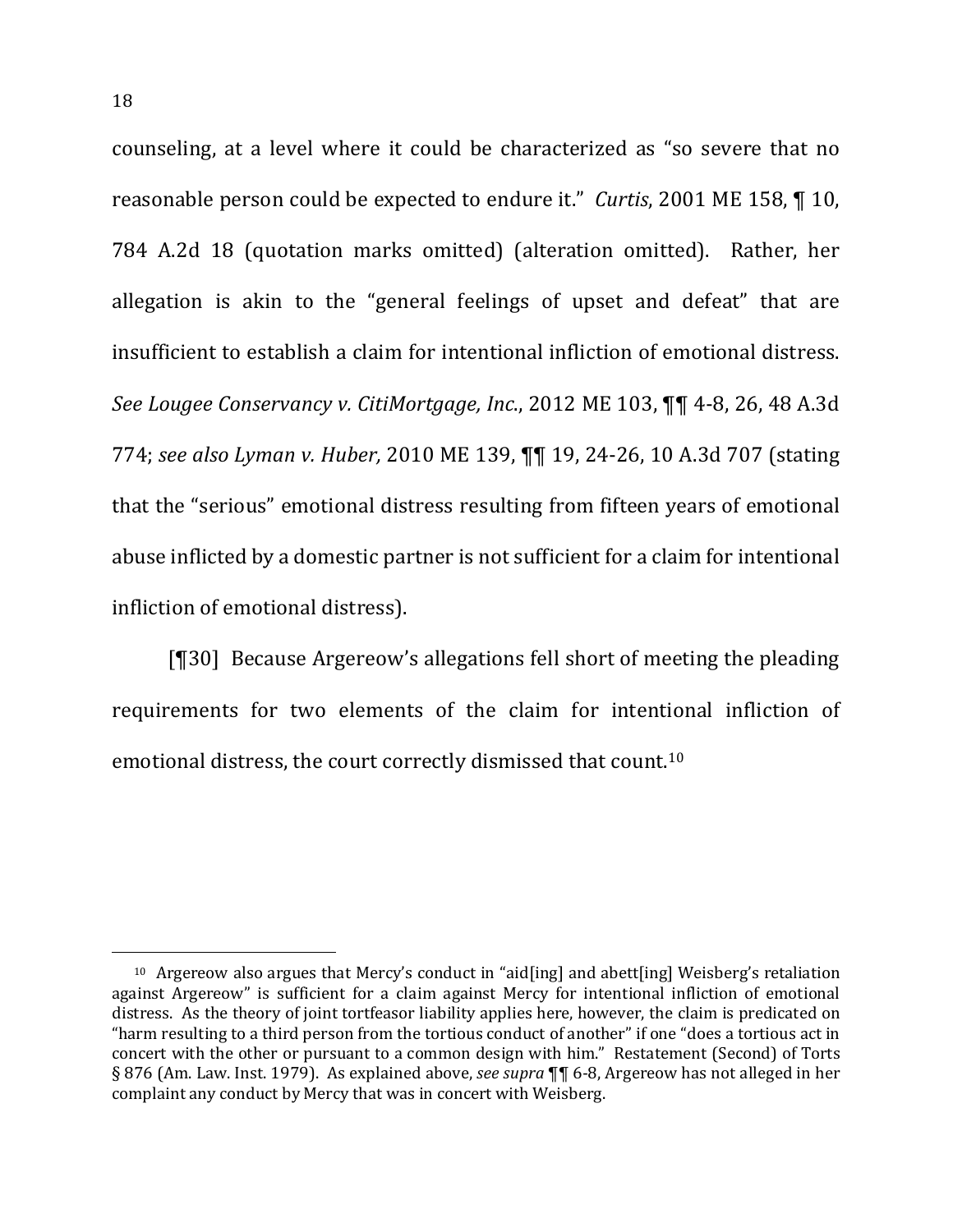counseling, at a level where it could be characterized as "so severe that no reasonable person could be expected to endure it." *Curtis*, 2001 ME 158, ¶ 10, 784 A.2d 18 (quotation marks omitted) (alteration omitted). Rather, her allegation is akin to the "general feelings of upset and defeat" that are insufficient to establish a claim for intentional infliction of emotional distress. *See Lougee Conservancy v. CitiMortgage, Inc.*, 2012 ME 103, ¶¶ 4-8, 26, 48 A.3d 774; *see also Lyman v. Huber,* 2010 ME 139, ¶¶ 19, 24-26, 10 A.3d 707 (stating that the "serious" emotional distress resulting from fifteen years of emotional abuse inflicted by a domestic partner is not sufficient for a claim for intentional infliction of emotional distress).

[¶30] Because Argereow's allegations fell short of meeting the pleading requirements for two elements of the claim for intentional infliction of emotional distress, the court correctly dismissed that count.[10]

---

[10] Argereow also argues that Mercy's conduct in "aid[ing] and abett[ing] Weisberg's retaliation against Argereow" is sufficient for a claim against Mercy for intentional infliction of emotional distress. As the theory of joint tortfeasor liability applies here, however, the claim is predicated on "harm resulting to a third person from the tortious conduct of another" if one "does a tortious act in concert with the other or pursuant to a common design with him." Restatement (Second) of Torts § 876 (Am. Law. Inst. 1979). As explained above, *see supra* ¶¶ 6-8, Argereow has not alleged in her complaint any conduct by Mercy that was in concert with Weisberg.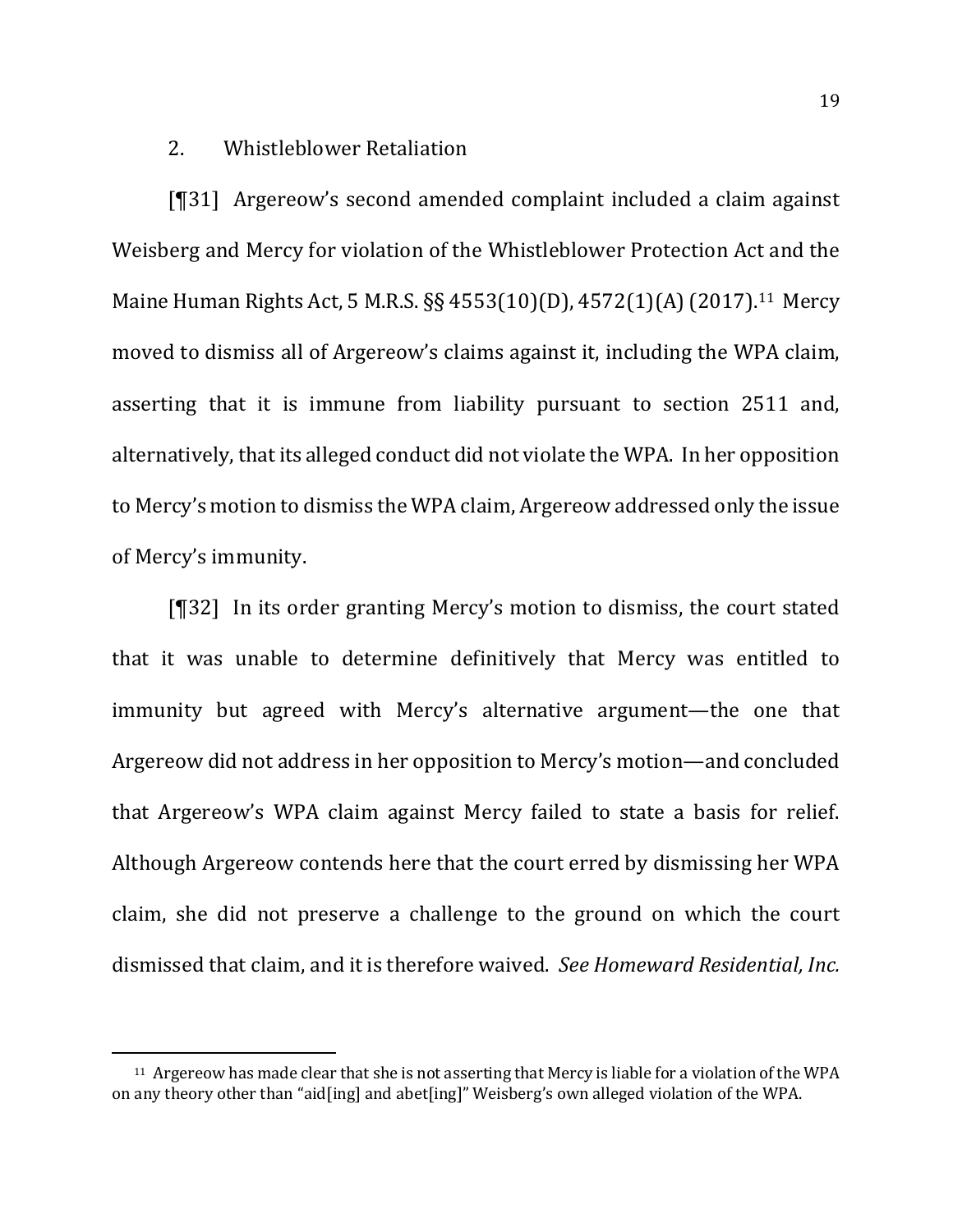2. Whistleblower Retaliation

[¶31] Argereow's second amended complaint included a claim against Weisberg and Mercy for violation of the Whistleblower Protection Act and the Maine Human Rights Act, 5 M.R.S. §§ 4553(10)(D), 4572(1)(A) (2017).[11] Mercy moved to dismiss all of Argereow's claims against it, including the WPA claim, asserting that it is immune from liability pursuant to section 2511 and, alternatively, that its alleged conduct did not violate the WPA. In her opposition to Mercy's motion to dismiss the WPA claim, Argereow addressed only the issue of Mercy's immunity.

[¶32] In its order granting Mercy's motion to dismiss, the court stated that it was unable to determine definitively that Mercy was entitled to immunity but agreed with Mercy's alternative argument—the one that Argereow did not address in her opposition to Mercy's motion—and concluded that Argereow's WPA claim against Mercy failed to state a basis for relief. Although Argereow contends here that the court erred by dismissing her WPA claim, she did not preserve a challenge to the ground on which the court dismissed that claim, and it is therefore waived. *See Homeward Residential, Inc.*

---

[11] Argereow has made clear that she is not asserting that Mercy is liable for a violation of the WPA on any theory other than "aid[ing] and abet[ing]" Weisberg's own alleged violation of the WPA.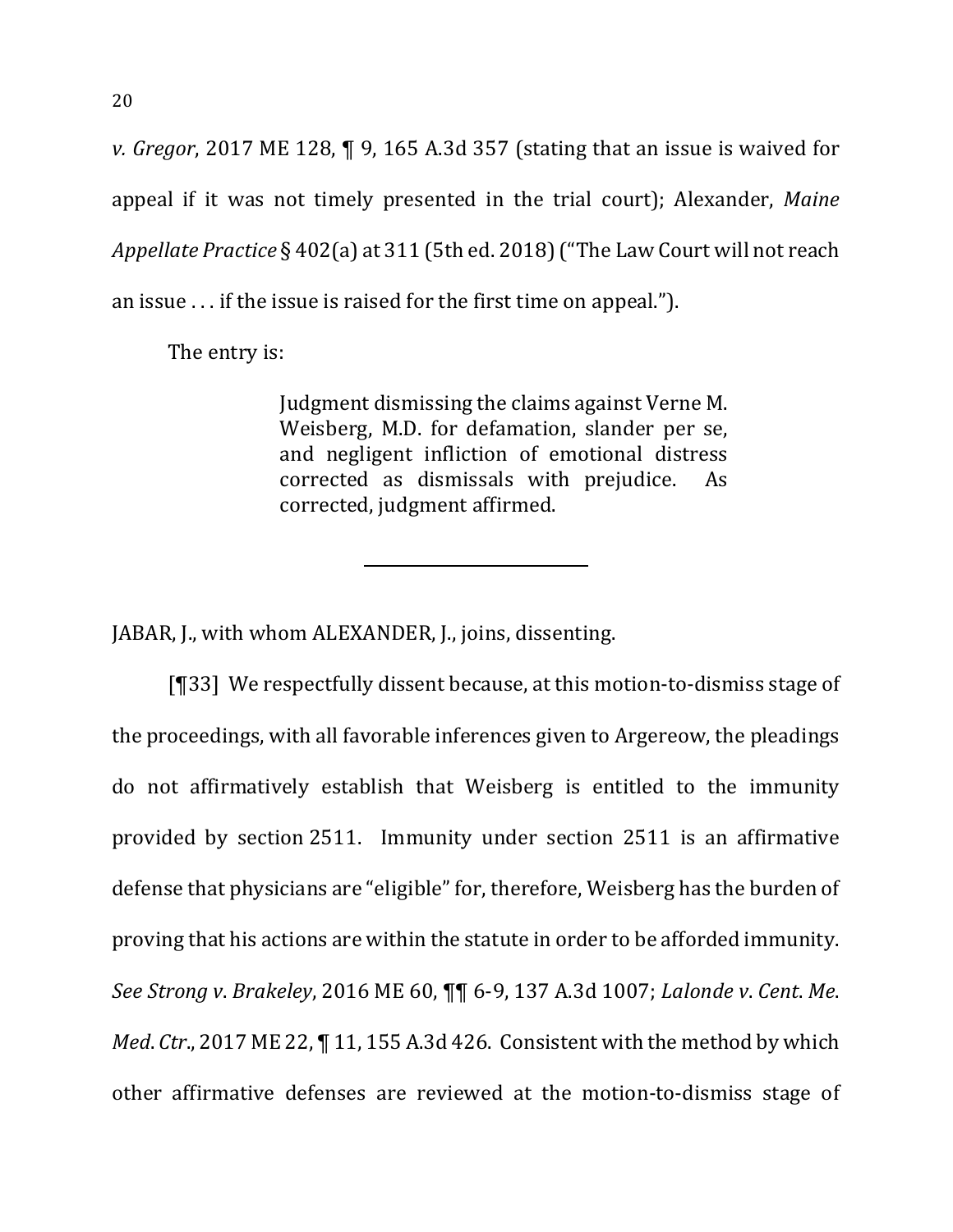*v. Gregor*, 2017 ME 128, ¶ 9, 165 A.3d 357 (stating that an issue is waived for appeal if it was not timely presented in the trial court); Alexander, *Maine Appellate Practice* § 402(a) at 311 (5th ed. 2018) ("The Law Court will not reach an issue . . . if the issue is raised for the first time on appeal.").

The entry is:

> Judgment dismissing the claims against Verne M. Weisberg, M.D. for defamation, slander per se, and negligent infliction of emotional distress corrected as dismissals with prejudice. As corrected, judgment affirmed.

---

JABAR, J., with whom ALEXANDER, J., joins, dissenting.

[¶33] We respectfully dissent because, at this motion-to-dismiss stage of the proceedings, with all favorable inferences given to Argereow, the pleadings do not affirmatively establish that Weisberg is entitled to the immunity provided by section 2511. Immunity under section 2511 is an affirmative defense that physicians are "eligible" for, therefore, Weisberg has the burden of proving that his actions are within the statute in order to be afforded immunity. *See Strong v. Brakeley*, 2016 ME 60, ¶¶ 6-9, 137 A.3d 1007; *Lalonde v. Cent. Me. Med. Ctr.*, 2017 ME 22, ¶ 11, 155 A.3d 426. Consistent with the method by which other affirmative defenses are reviewed at the motion-to-dismiss stage of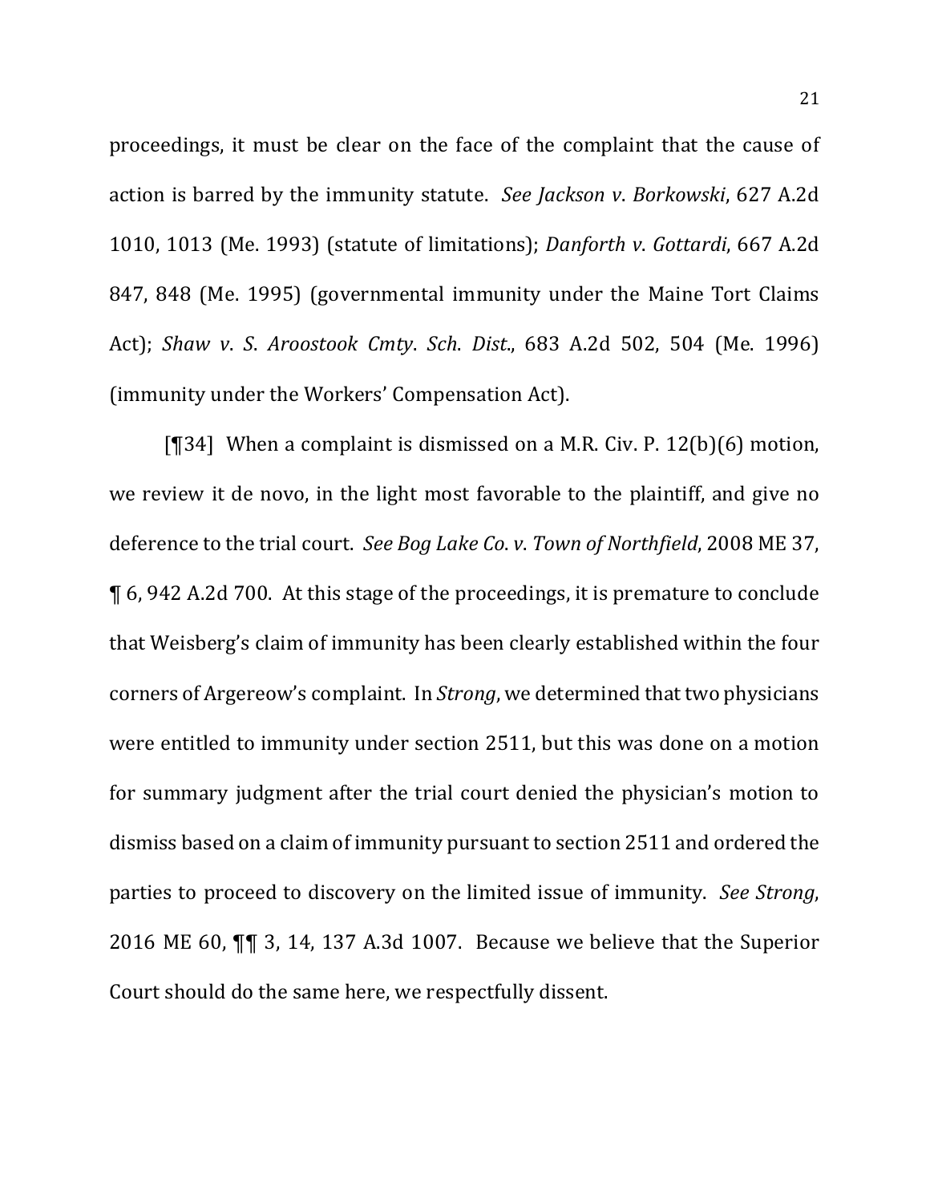proceedings, it must be clear on the face of the complaint that the cause of action is barred by the immunity statute. *See Jackson v. Borkowski*, 627 A.2d 1010, 1013 (Me. 1993) (statute of limitations); *Danforth v. Gottardi*, 667 A.2d 847, 848 (Me. 1995) (governmental immunity under the Maine Tort Claims Act); *Shaw v. S. Aroostook Cmty. Sch. Dist.*, 683 A.2d 502, 504 (Me. 1996) (immunity under the Workers' Compensation Act).

[¶34] When a complaint is dismissed on a M.R. Civ. P. 12(b)(6) motion, we review it de novo, in the light most favorable to the plaintiff, and give no deference to the trial court. *See Bog Lake Co. v. Town of Northfield*, 2008 ME 37, ¶ 6, 942 A.2d 700. At this stage of the proceedings, it is premature to conclude that Weisberg's claim of immunity has been clearly established within the four corners of Argereow's complaint. In *Strong*, we determined that two physicians were entitled to immunity under section 2511, but this was done on a motion for summary judgment after the trial court denied the physician's motion to dismiss based on a claim of immunity pursuant to section 2511 and ordered the parties to proceed to discovery on the limited issue of immunity. *See Strong*, 2016 ME 60, ¶¶ 3, 14, 137 A.3d 1007. Because we believe that the Superior Court should do the same here, we respectfully dissent.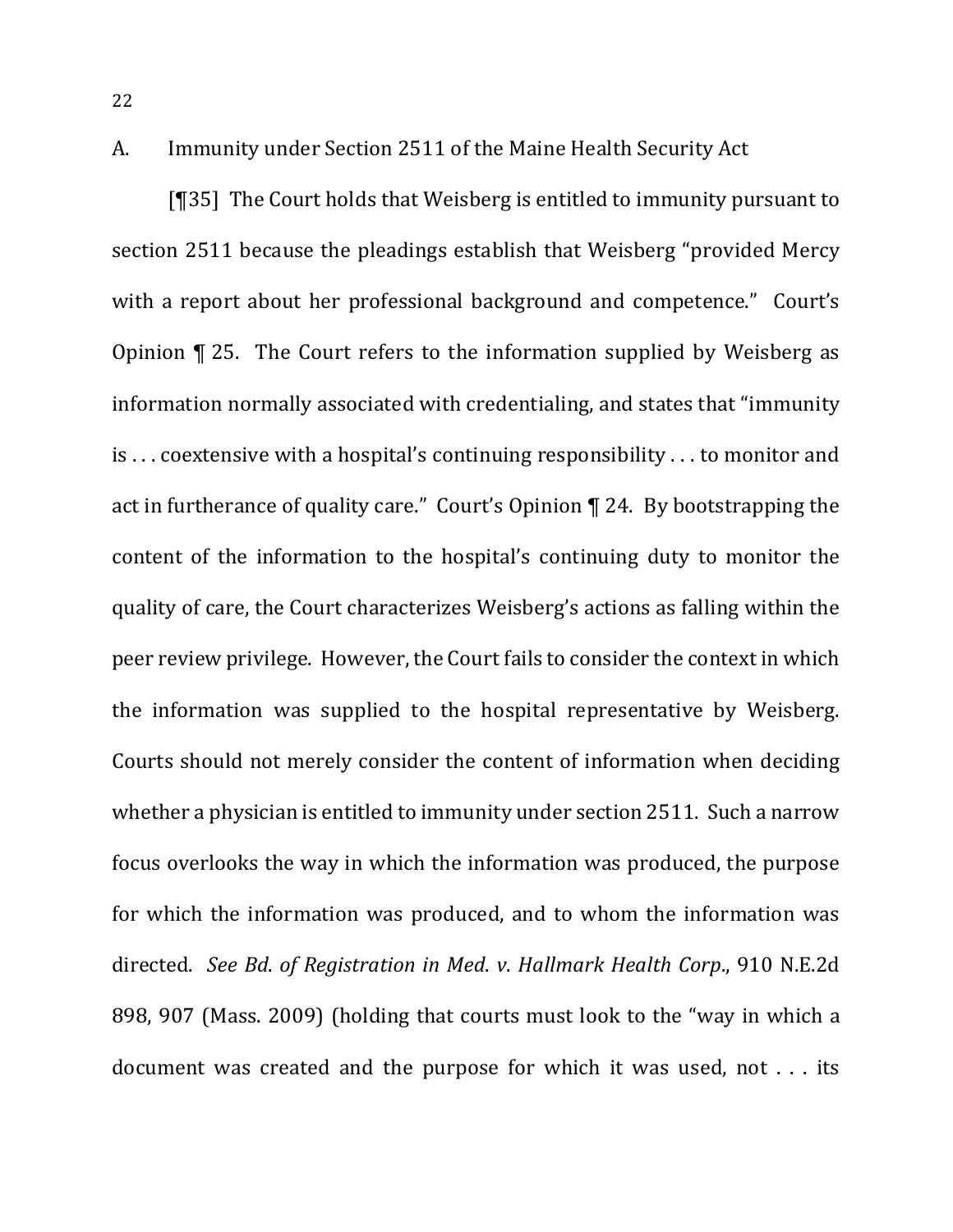A. Immunity under Section 2511 of the Maine Health Security Act

[¶35] The Court holds that Weisberg is entitled to immunity pursuant to section 2511 because the pleadings establish that Weisberg "provided Mercy with a report about her professional background and competence." Court's Opinion ¶ 25. The Court refers to the information supplied by Weisberg as information normally associated with credentialing, and states that "immunity is . . . coextensive with a hospital's continuing responsibility . . . to monitor and act in furtherance of quality care." Court's Opinion ¶ 24. By bootstrapping the content of the information to the hospital's continuing duty to monitor the quality of care, the Court characterizes Weisberg's actions as falling within the peer review privilege. However, the Court fails to consider the context in which the information was supplied to the hospital representative by Weisberg. Courts should not merely consider the content of information when deciding whether a physician is entitled to immunity under section 2511. Such a narrow focus overlooks the way in which the information was produced, the purpose for which the information was produced, and to whom the information was directed. *See Bd. of Registration in Med. v. Hallmark Health Corp.*, 910 N.E.2d 898, 907 (Mass. 2009) (holding that courts must look to the "way in which a document was created and the purpose for which it was used, not . . . its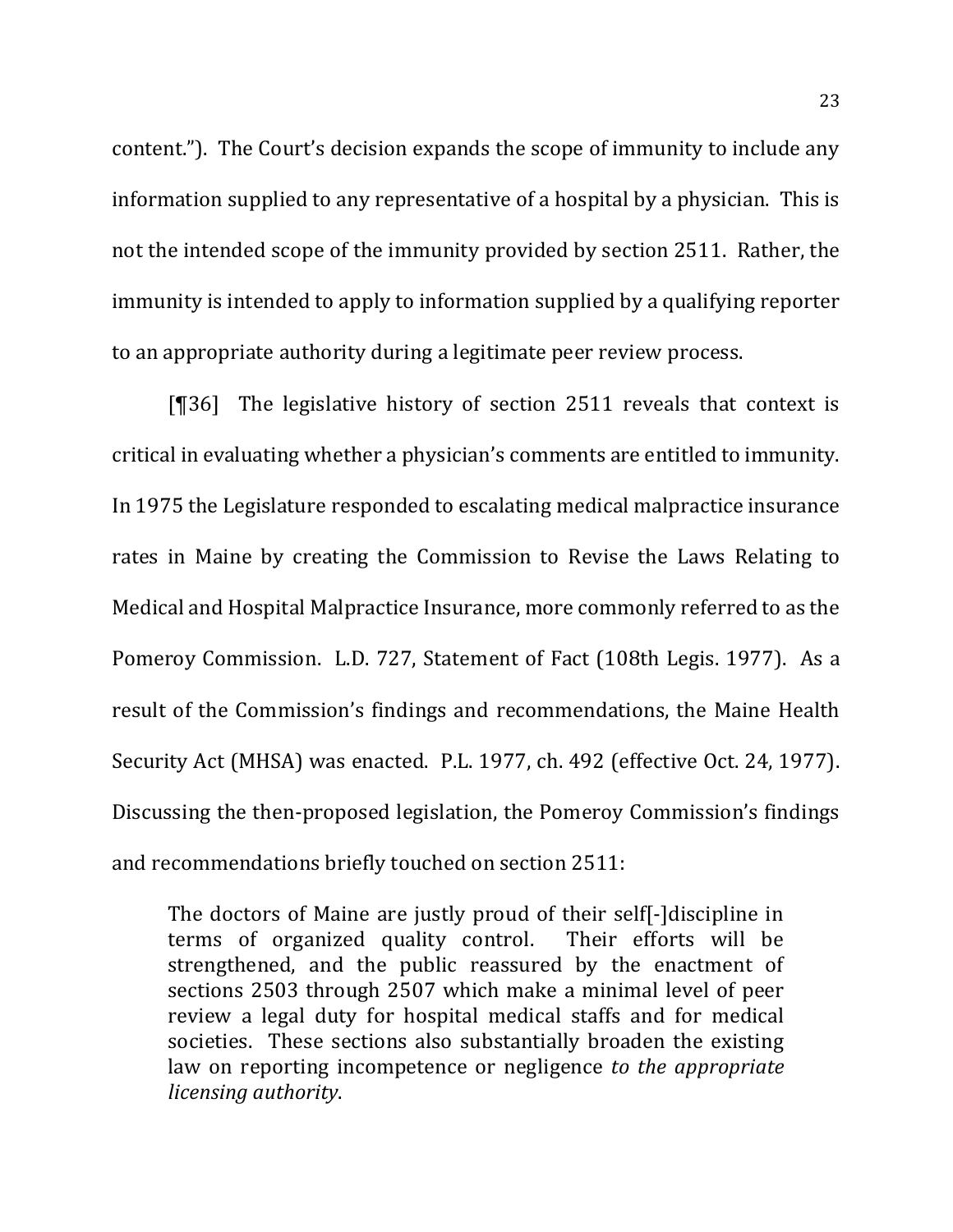content."). The Court's decision expands the scope of immunity to include any information supplied to any representative of a hospital by a physician. This is not the intended scope of the immunity provided by section 2511. Rather, the immunity is intended to apply to information supplied by a qualifying reporter to an appropriate authority during a legitimate peer review process.

[¶36] The legislative history of section 2511 reveals that context is critical in evaluating whether a physician's comments are entitled to immunity. In 1975 the Legislature responded to escalating medical malpractice insurance rates in Maine by creating the Commission to Revise the Laws Relating to Medical and Hospital Malpractice Insurance, more commonly referred to as the Pomeroy Commission. L.D. 727, Statement of Fact (108th Legis. 1977). As a result of the Commission's findings and recommendations, the Maine Health Security Act (MHSA) was enacted. P.L. 1977, ch. 492 (effective Oct. 24, 1977). Discussing the then-proposed legislation, the Pomeroy Commission's findings and recommendations briefly touched on section 2511:

> The doctors of Maine are justly proud of their self[-]discipline in terms of organized quality control. Their efforts will be strengthened, and the public reassured by the enactment of sections 2503 through 2507 which make a minimal level of peer review a legal duty for hospital medical staffs and for medical societies. These sections also substantially broaden the existing law on reporting incompetence or negligence *to the appropriate licensing authority*.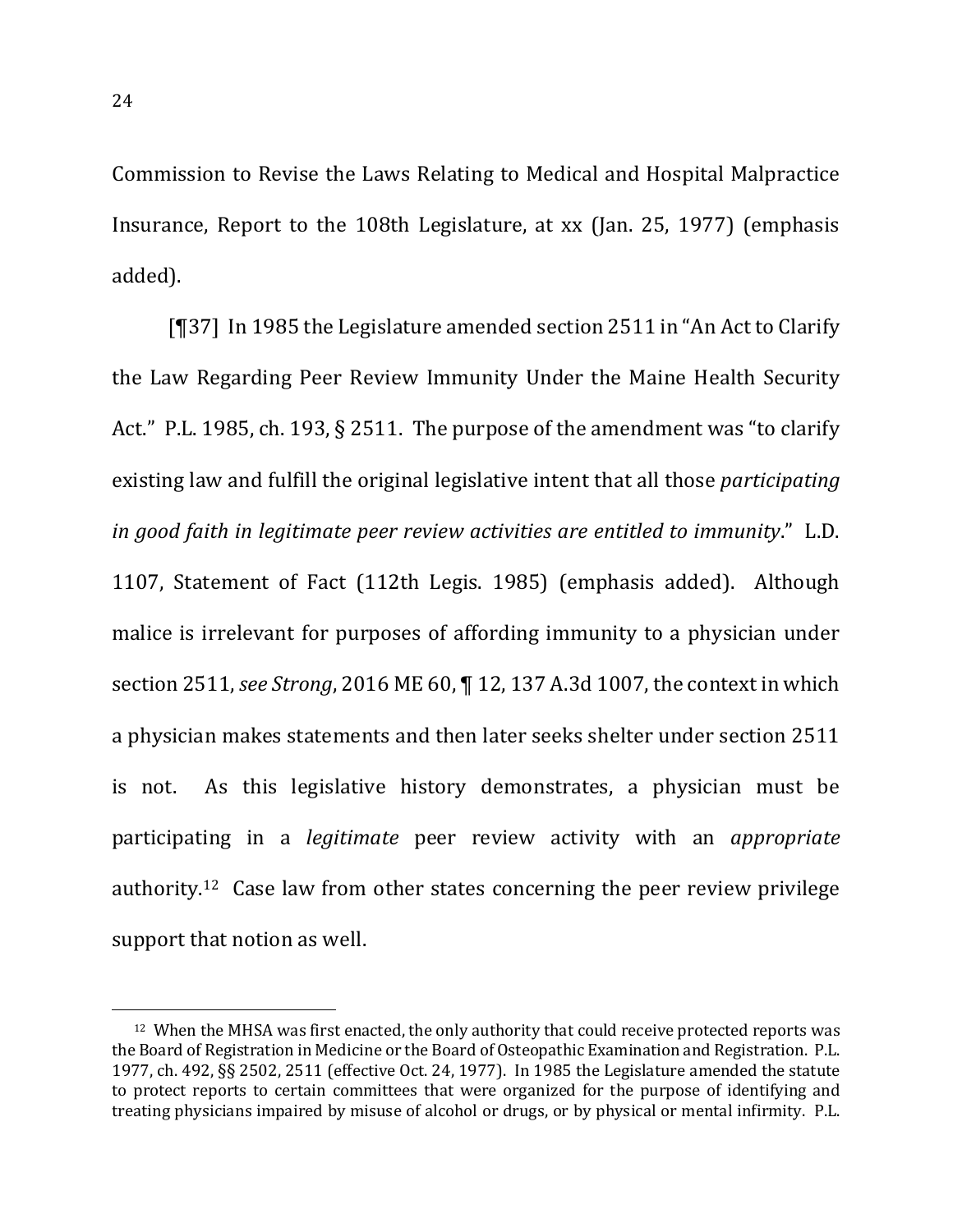Commission to Revise the Laws Relating to Medical and Hospital Malpractice Insurance, Report to the 108th Legislature, at xx (Jan. 25, 1977) (emphasis added).

[¶37] In 1985 the Legislature amended section 2511 in "An Act to Clarify the Law Regarding Peer Review Immunity Under the Maine Health Security Act." P.L. 1985, ch. 193, § 2511. The purpose of the amendment was "to clarify existing law and fulfill the original legislative intent that all those *participating in good faith in legitimate peer review activities are entitled to immunity*." L.D. 1107, Statement of Fact (112th Legis. 1985) (emphasis added). Although malice is irrelevant for purposes of affording immunity to a physician under section 2511, *see Strong*, 2016 ME 60, ¶ 12, 137 A.3d 1007, the context in which a physician makes statements and then later seeks shelter under section 2511 is not. As this legislative history demonstrates, a physician must be participating in a *legitimate* peer review activity with an *appropriate* authority.[12] Case law from other states concerning the peer review privilege support that notion as well.

---

[12] When the MHSA was first enacted, the only authority that could receive protected reports was the Board of Registration in Medicine or the Board of Osteopathic Examination and Registration. P.L. 1977, ch. 492, §§ 2502, 2511 (effective Oct. 24, 1977). In 1985 the Legislature amended the statute to protect reports to certain committees that were organized for the purpose of identifying and treating physicians impaired by misuse of alcohol or drugs, or by physical or mental infirmity. P.L.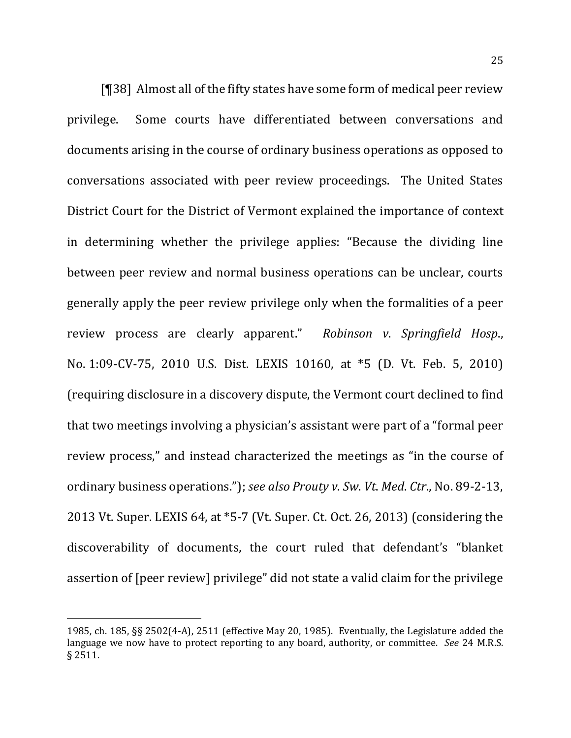[¶38] Almost all of the fifty states have some form of medical peer review privilege. Some courts have differentiated between conversations and documents arising in the course of ordinary business operations as opposed to conversations associated with peer review proceedings. The United States District Court for the District of Vermont explained the importance of context in determining whether the privilege applies: "Because the dividing line between peer review and normal business operations can be unclear, courts generally apply the peer review privilege only when the formalities of a peer review process are clearly apparent." *Robinson v. Springfield Hosp.*, No. 1:09-CV-75, 2010 U.S. Dist. LEXIS 10160, at *5 (D. Vt. Feb. 5, 2010) (requiring disclosure in a discovery dispute, the Vermont court declined to find that two meetings involving a physician's assistant were part of a "formal peer review process," and instead characterized the meetings as "in the course of ordinary business operations."); *see also Prouty v. Sw. Vt. Med. Ctr.*, No. 89-2-13, 2013 Vt. Super. LEXIS 64, at *5-7 (Vt. Super. Ct. Oct. 26, 2013) (considering the discoverability of documents, the court ruled that defendant's "blanket assertion of [peer review] privilege" did not state a valid claim for the privilege

---

1985, ch. 185, §§ 2502(4-A), 2511 (effective May 20, 1985). Eventually, the Legislature added the language we now have to protect reporting to any board, authority, or committee. *See* 24 M.R.S. § 2511.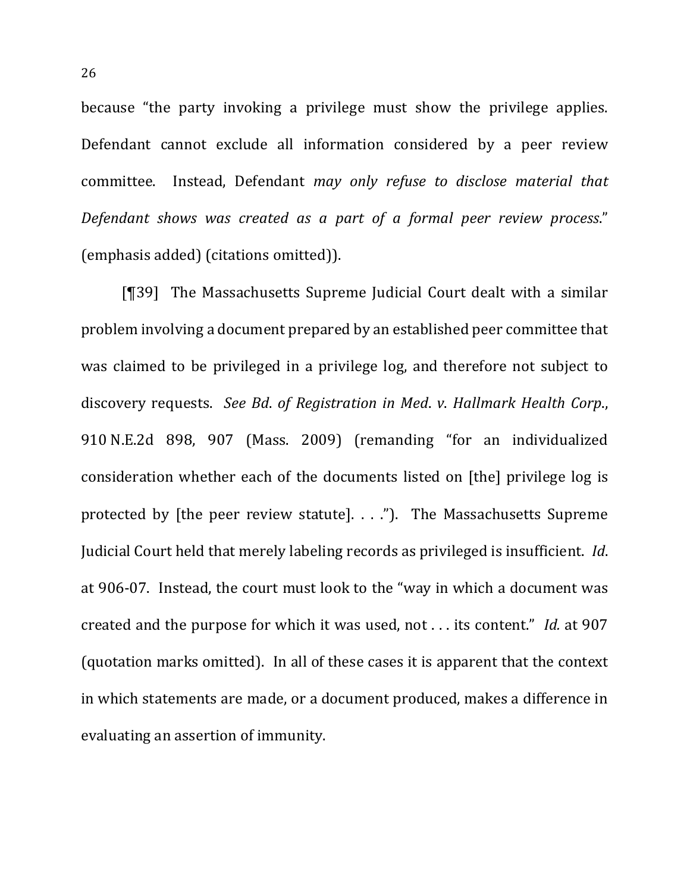because "the party invoking a privilege must show the privilege applies. Defendant cannot exclude all information considered by a peer review committee. Instead, Defendant *may only refuse to disclose material that Defendant shows was created as a part of a formal peer review process*." (emphasis added) (citations omitted)).

[¶39] The Massachusetts Supreme Judicial Court dealt with a similar problem involving a document prepared by an established peer committee that was claimed to be privileged in a privilege log, and therefore not subject to discovery requests. *See Bd. of Registration in Med. v. Hallmark Health Corp.*, 910 N.E.2d 898, 907 (Mass. 2009) (remanding "for an individualized consideration whether each of the documents listed on [the] privilege log is protected by [the peer review statute]. . . ."). The Massachusetts Supreme Judicial Court held that merely labeling records as privileged is insufficient. *Id.* at 906-07. Instead, the court must look to the "way in which a document was created and the purpose for which it was used, not . . . its content." *Id.* at 907 (quotation marks omitted). In all of these cases it is apparent that the context in which statements are made, or a document produced, makes a difference in evaluating an assertion of immunity.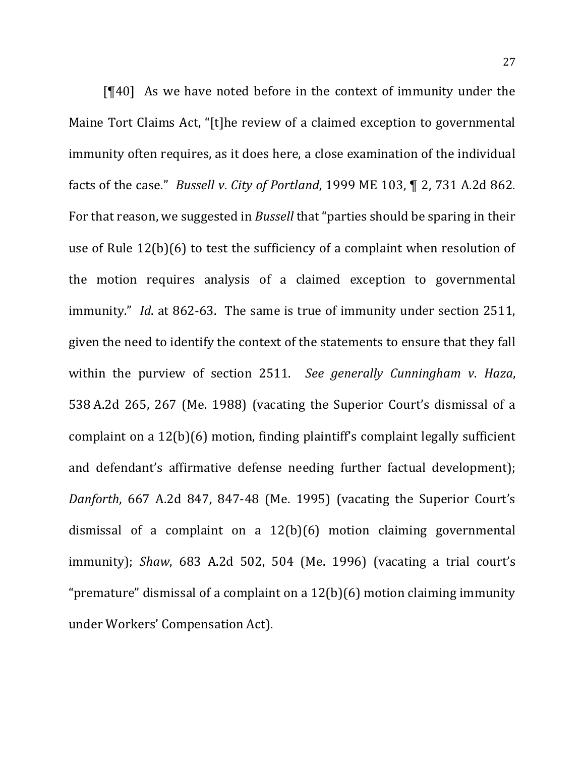[¶40] As we have noted before in the context of immunity under the Maine Tort Claims Act, "[t]he review of a claimed exception to governmental immunity often requires, as it does here, a close examination of the individual facts of the case." *Bussell v. City of Portland*, 1999 ME 103, ¶ 2, 731 A.2d 862. For that reason, we suggested in *Bussell* that "parties should be sparing in their use of Rule 12(b)(6) to test the sufficiency of a complaint when resolution of the motion requires analysis of a claimed exception to governmental immunity." *Id*. at 862-63. The same is true of immunity under section 2511, given the need to identify the context of the statements to ensure that they fall within the purview of section 2511. *See generally Cunningham v. Haza*, 538 A.2d 265, 267 (Me. 1988) (vacating the Superior Court's dismissal of a complaint on a 12(b)(6) motion, finding plaintiff's complaint legally sufficient and defendant's affirmative defense needing further factual development); *Danforth*, 667 A.2d 847, 847-48 (Me. 1995) (vacating the Superior Court's dismissal of a complaint on a 12(b)(6) motion claiming governmental immunity); *Shaw*, 683 A.2d 502, 504 (Me. 1996) (vacating a trial court's "premature" dismissal of a complaint on a 12(b)(6) motion claiming immunity under Workers' Compensation Act).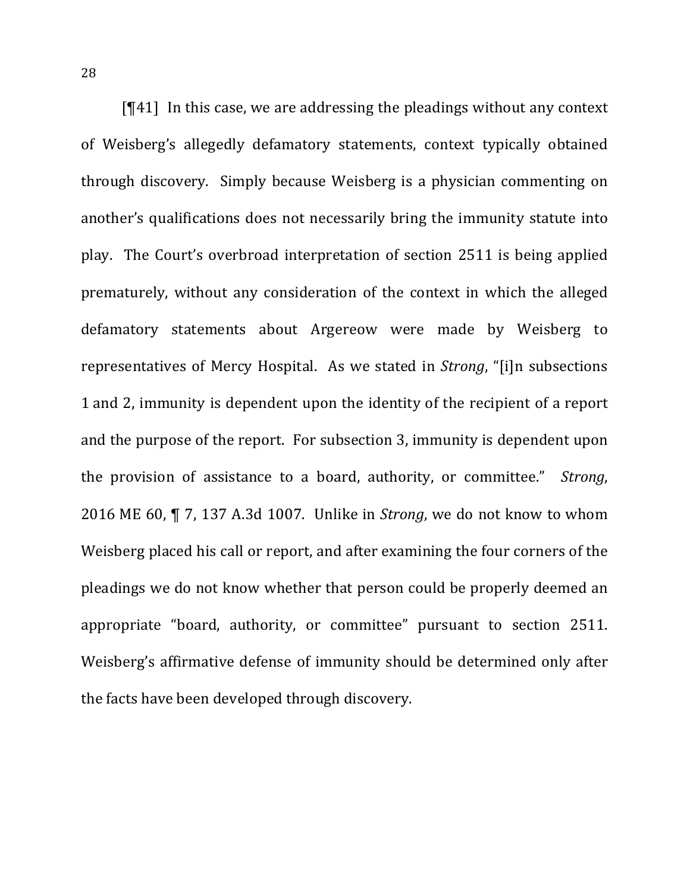[¶41] In this case, we are addressing the pleadings without any context of Weisberg's allegedly defamatory statements, context typically obtained through discovery. Simply because Weisberg is a physician commenting on another's qualifications does not necessarily bring the immunity statute into play. The Court's overbroad interpretation of section 2511 is being applied prematurely, without any consideration of the context in which the alleged defamatory statements about Argereow were made by Weisberg to representatives of Mercy Hospital. As we stated in *Strong*, "[i]n subsections 1 and 2, immunity is dependent upon the identity of the recipient of a report and the purpose of the report. For subsection 3, immunity is dependent upon the provision of assistance to a board, authority, or committee." *Strong*, 2016 ME 60, ¶ 7, 137 A.3d 1007. Unlike in *Strong*, we do not know to whom Weisberg placed his call or report, and after examining the four corners of the pleadings we do not know whether that person could be properly deemed an appropriate "board, authority, or committee" pursuant to section 2511. Weisberg's affirmative defense of immunity should be determined only after the facts have been developed through discovery.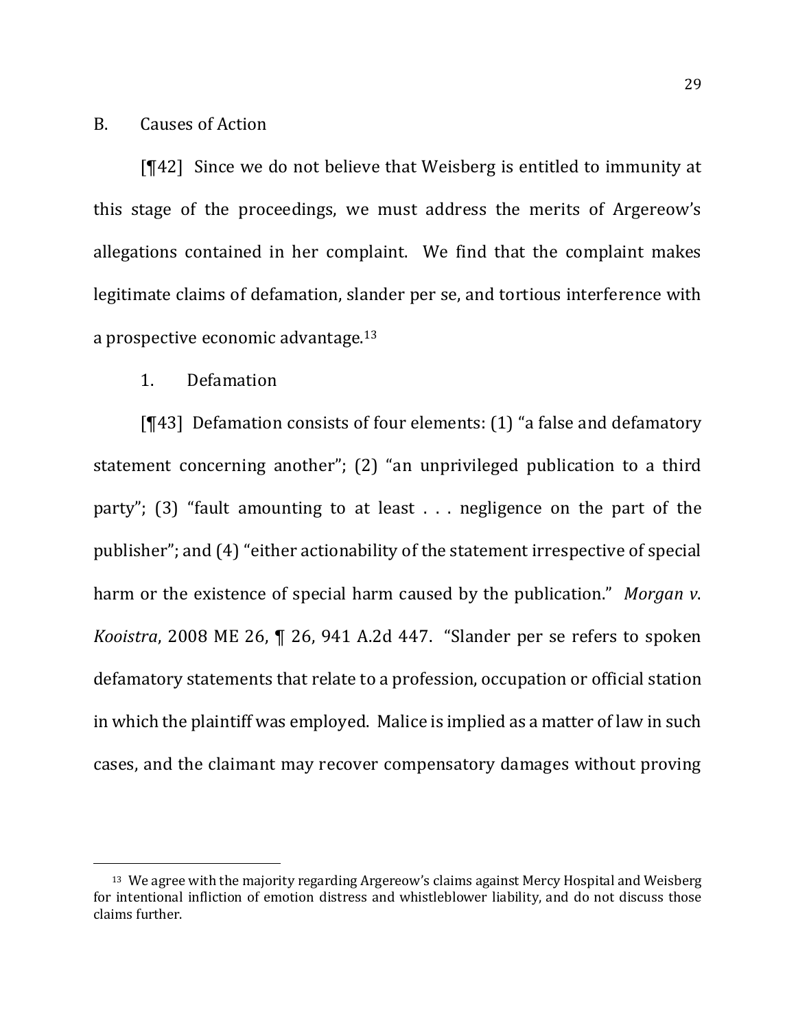B. Causes of Action

[¶42] Since we do not believe that Weisberg is entitled to immunity at this stage of the proceedings, we must address the merits of Argereow's allegations contained in her complaint. We find that the complaint makes legitimate claims of defamation, slander per se, and tortious interference with a prospective economic advantage.[13]

1. Defamation

[¶43] Defamation consists of four elements: (1) "a false and defamatory statement concerning another"; (2) "an unprivileged publication to a third party"; (3) "fault amounting to at least . . . negligence on the part of the publisher"; and (4) "either actionability of the statement irrespective of special harm or the existence of special harm caused by the publication." *Morgan v. Kooistra*, 2008 ME 26, ¶ 26, 941 A.2d 447. "Slander per se refers to spoken defamatory statements that relate to a profession, occupation or official station in which the plaintiff was employed. Malice is implied as a matter of law in such cases, and the claimant may recover compensatory damages without proving

[13] We agree with the majority regarding Argereow's claims against Mercy Hospital and Weisberg for intentional infliction of emotion distress and whistleblower liability, and do not discuss those claims further.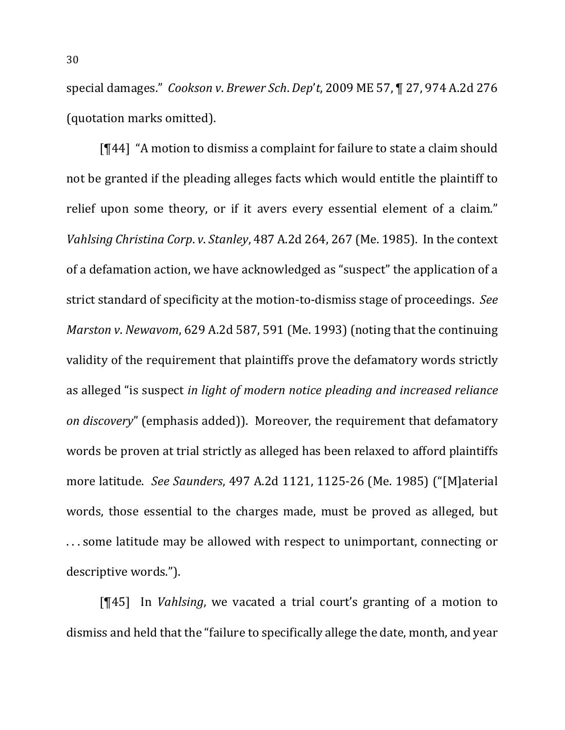special damages." *Cookson v. Brewer Sch. Dep't*, 2009 ME 57, ¶ 27, 974 A.2d 276 (quotation marks omitted).

[¶44] "A motion to dismiss a complaint for failure to state a claim should not be granted if the pleading alleges facts which would entitle the plaintiff to relief upon some theory, or if it avers every essential element of a claim." *Vahlsing Christina Corp. v. Stanley*, 487 A.2d 264, 267 (Me. 1985). In the context of a defamation action, we have acknowledged as "suspect" the application of a strict standard of specificity at the motion-to-dismiss stage of proceedings. *See Marston v. Newavom*, 629 A.2d 587, 591 (Me. 1993) (noting that the continuing validity of the requirement that plaintiffs prove the defamatory words strictly as alleged "is suspect *in light of modern notice pleading and increased reliance on discovery*" (emphasis added)). Moreover, the requirement that defamatory words be proven at trial strictly as alleged has been relaxed to afford plaintiffs more latitude. *See Saunders*, 497 A.2d 1121, 1125-26 (Me. 1985) ("[M]aterial words, those essential to the charges made, must be proved as alleged, but . . . some latitude may be allowed with respect to unimportant, connecting or descriptive words.").

[¶45] In *Vahlsing*, we vacated a trial court's granting of a motion to dismiss and held that the "failure to specifically allege the date, month, and year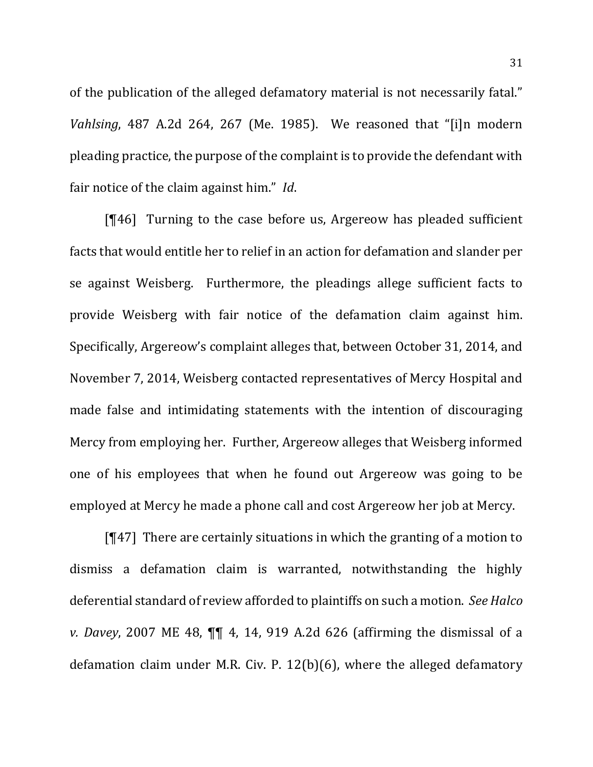of the publication of the alleged defamatory material is not necessarily fatal." *Vahlsing*, 487 A.2d 264, 267 (Me. 1985). We reasoned that "[i]n modern pleading practice, the purpose of the complaint is to provide the defendant with fair notice of the claim against him." *Id*.

[¶46] Turning to the case before us, Argereow has pleaded sufficient facts that would entitle her to relief in an action for defamation and slander per se against Weisberg. Furthermore, the pleadings allege sufficient facts to provide Weisberg with fair notice of the defamation claim against him. Specifically, Argereow's complaint alleges that, between October 31, 2014, and November 7, 2014, Weisberg contacted representatives of Mercy Hospital and made false and intimidating statements with the intention of discouraging Mercy from employing her. Further, Argereow alleges that Weisberg informed one of his employees that when he found out Argereow was going to be employed at Mercy he made a phone call and cost Argereow her job at Mercy.

[¶47] There are certainly situations in which the granting of a motion to dismiss a defamation claim is warranted, notwithstanding the highly deferential standard of review afforded to plaintiffs on such a motion. *See Halco v. Davey*, 2007 ME 48, ¶¶ 4, 14, 919 A.2d 626 (affirming the dismissal of a defamation claim under M.R. Civ. P. 12(b)(6), where the alleged defamatory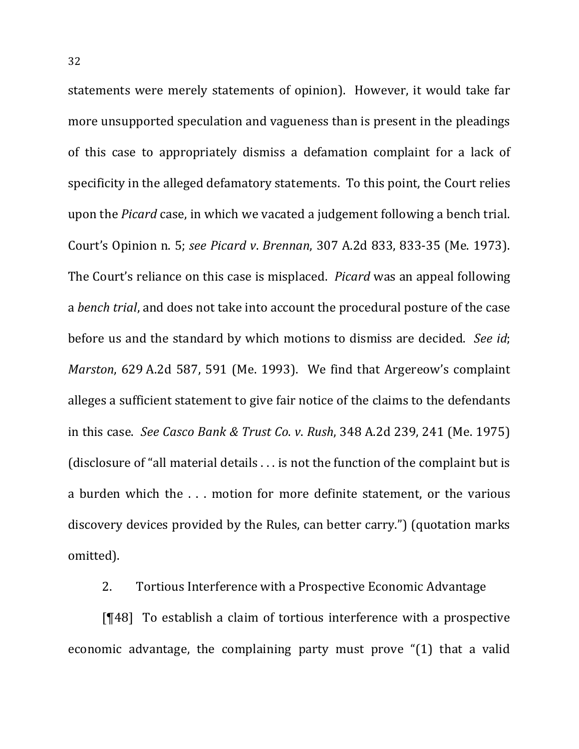statements were merely statements of opinion). However, it would take far more unsupported speculation and vagueness than is present in the pleadings of this case to appropriately dismiss a defamation complaint for a lack of specificity in the alleged defamatory statements. To this point, the Court relies upon the *Picard* case, in which we vacated a judgement following a bench trial. Court's Opinion n. 5; *see Picard v. Brennan*, 307 A.2d 833, 833-35 (Me. 1973). The Court's reliance on this case is misplaced. *Picard* was an appeal following a *bench trial*, and does not take into account the procedural posture of the case before us and the standard by which motions to dismiss are decided. *See id*; *Marston*, 629 A.2d 587, 591 (Me. 1993). We find that Argereow's complaint alleges a sufficient statement to give fair notice of the claims to the defendants in this case. *See Casco Bank & Trust Co. v. Rush*, 348 A.2d 239, 241 (Me. 1975) (disclosure of "all material details . . . is not the function of the complaint but is a burden which the . . . motion for more definite statement, or the various discovery devices provided by the Rules, can better carry.") (quotation marks omitted).

2. Tortious Interference with a Prospective Economic Advantage

[¶48] To establish a claim of tortious interference with a prospective economic advantage, the complaining party must prove "(1) that a valid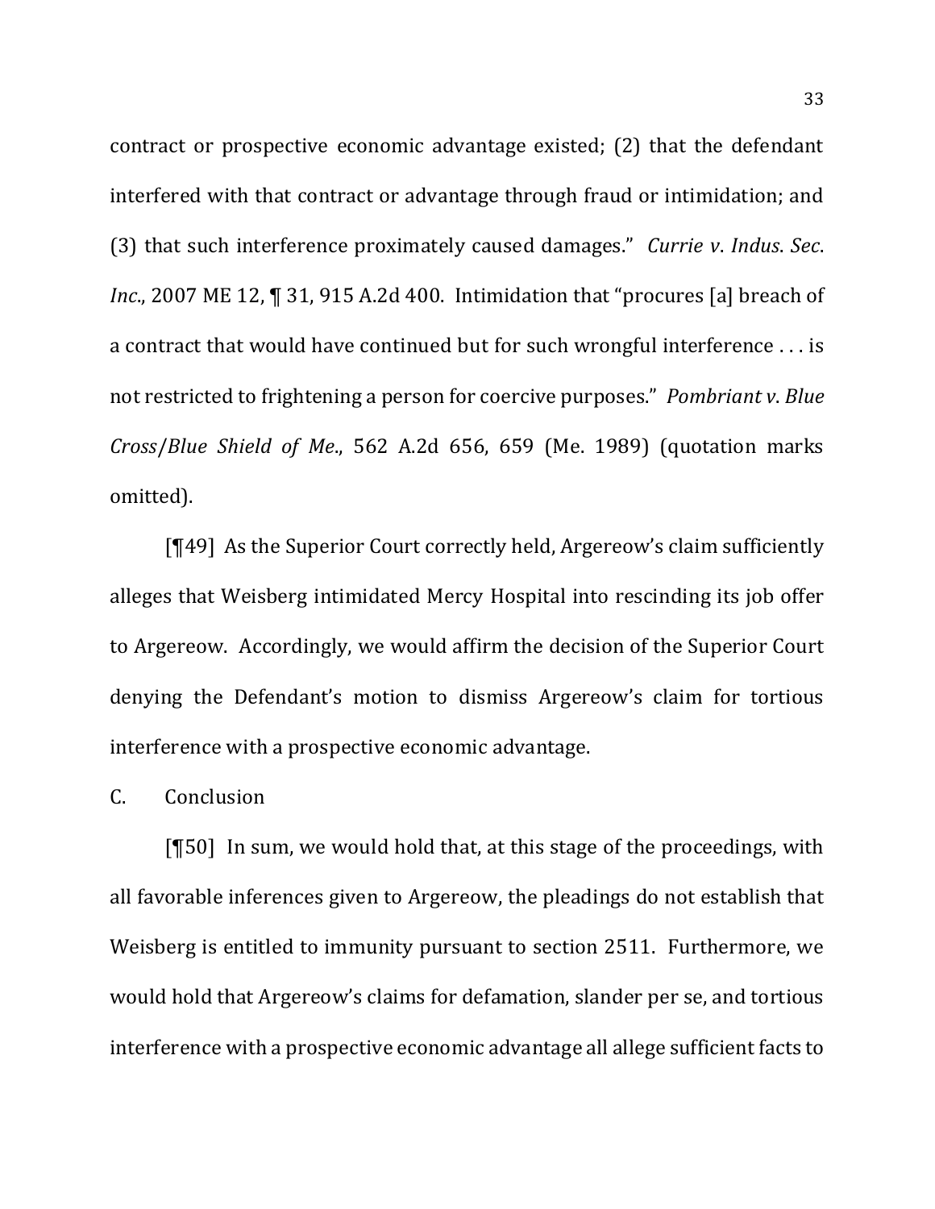contract or prospective economic advantage existed; (2) that the defendant interfered with that contract or advantage through fraud or intimidation; and (3) that such interference proximately caused damages." *Currie v. Indus. Sec. Inc.*, 2007 ME 12, ¶ 31, 915 A.2d 400. Intimidation that "procures [a] breach of a contract that would have continued but for such wrongful interference . . . is not restricted to frightening a person for coercive purposes." *Pombriant v. Blue Cross/Blue Shield of Me.*, 562 A.2d 656, 659 (Me. 1989) (quotation marks omitted).

[¶49] As the Superior Court correctly held, Argereow's claim sufficiently alleges that Weisberg intimidated Mercy Hospital into rescinding its job offer to Argereow. Accordingly, we would affirm the decision of the Superior Court denying the Defendant's motion to dismiss Argereow's claim for tortious interference with a prospective economic advantage.

C. Conclusion

[¶50] In sum, we would hold that, at this stage of the proceedings, with all favorable inferences given to Argereow, the pleadings do not establish that Weisberg is entitled to immunity pursuant to section 2511. Furthermore, we would hold that Argereow's claims for defamation, slander per se, and tortious interference with a prospective economic advantage all allege sufficient facts to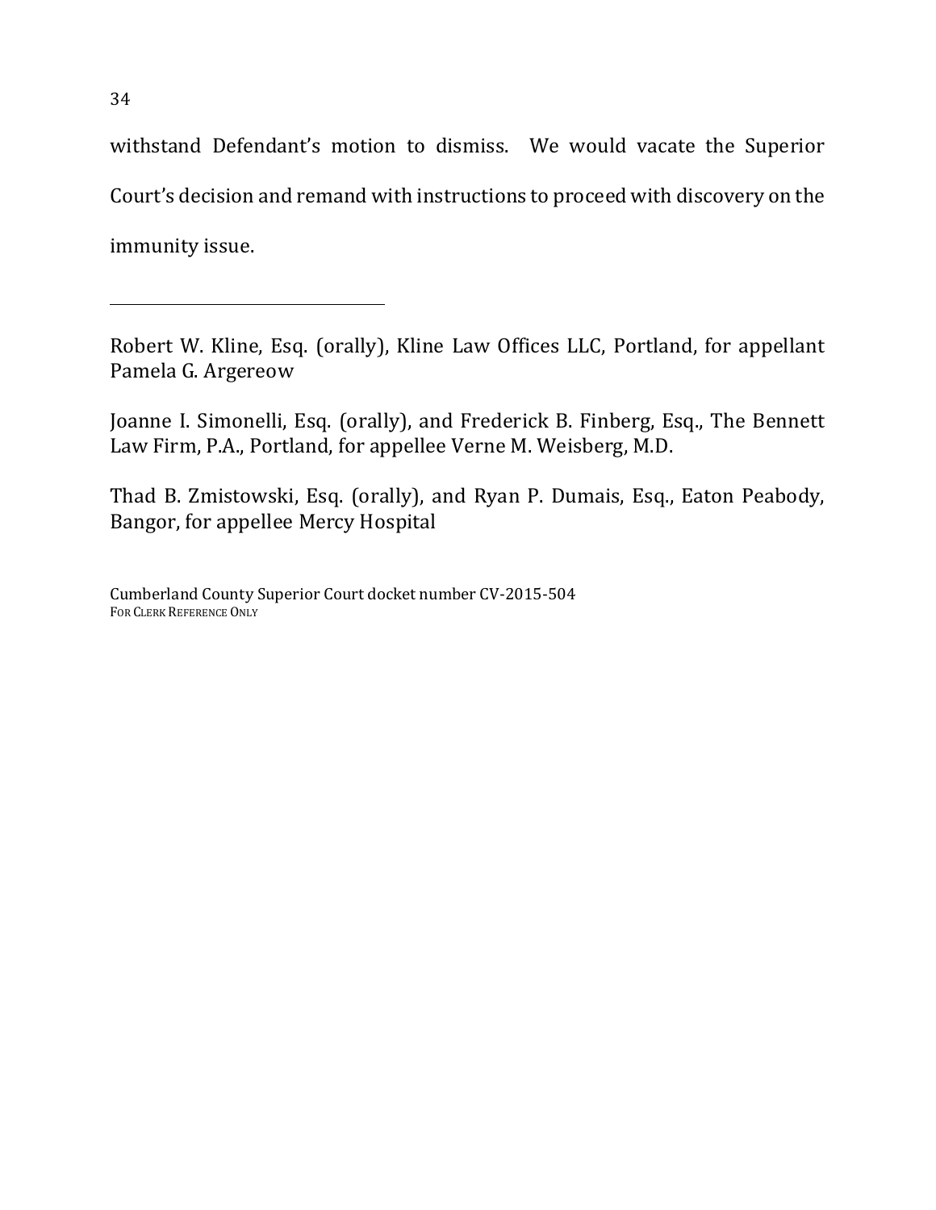withstand Defendant's motion to dismiss. We would vacate the Superior Court's decision and remand with instructions to proceed with discovery on the immunity issue.

---

Robert W. Kline, Esq. (orally), Kline Law Offices LLC, Portland, for appellant Pamela G. Argereow

Joanne I. Simonelli, Esq. (orally), and Frederick B. Finberg, Esq., The Bennett Law Firm, P.A., Portland, for appellee Verne M. Weisberg, M.D.

Thad B. Zmistowski, Esq. (orally), and Ryan P. Dumais, Esq., Eaton Peabody, Bangor, for appellee Mercy Hospital

Cumberland County Superior Court docket number CV-2015-504
FOR CLERK REFERENCE ONLY